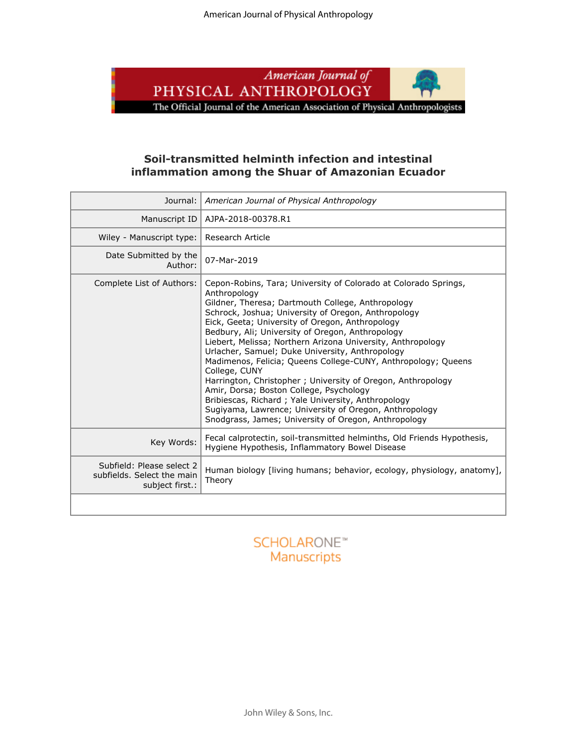# Soil-transmitted helminth infection and intestinal inflammation among the Shuar of Amazonian Ecuador

| | |
|---|---|
| Journal: | *American Journal of Physical Anthropology* |
| Manuscript ID | AJPA-2018-00378.R1 |
| Wiley - Manuscript type: | Research Article |
| Date Submitted by the Author: | 07-Mar-2019 |
| Complete List of Authors: | Cepon-Robins, Tara; University of Colorado at Colorado Springs, Anthropology<br>Gildner, Theresa; Dartmouth College, Anthropology<br>Schrock, Joshua; University of Oregon, Anthropology<br>Eick, Geeta; University of Oregon, Anthropology<br>Bedbury, Ali; University of Oregon, Anthropology<br>Liebert, Melissa; Northern Arizona University, Anthropology<br>Urlacher, Samuel; Duke University, Anthropology<br>Madimenos, Felicia; Queens College-CUNY, Anthropology; Queens College, CUNY<br>Harrington, Christopher ; University of Oregon, Anthropology<br>Amir, Dorsa; Boston College, Psychology<br>Bribiescas, Richard ; Yale University, Anthropology<br>Sugiyama, Lawrence; University of Oregon, Anthropology<br>Snodgrass, James; University of Oregon, Anthropology |
| Key Words: | Fecal calprotectin, soil-transmitted helminths, Old Friends Hypothesis, Hygiene Hypothesis, Inflammatory Bowel Disease |
| Subfield: Please select 2 subfields. Select the main subject first.: | Human biology [living humans; behavior, ecology, physiology, anatomy], Theory |
| | |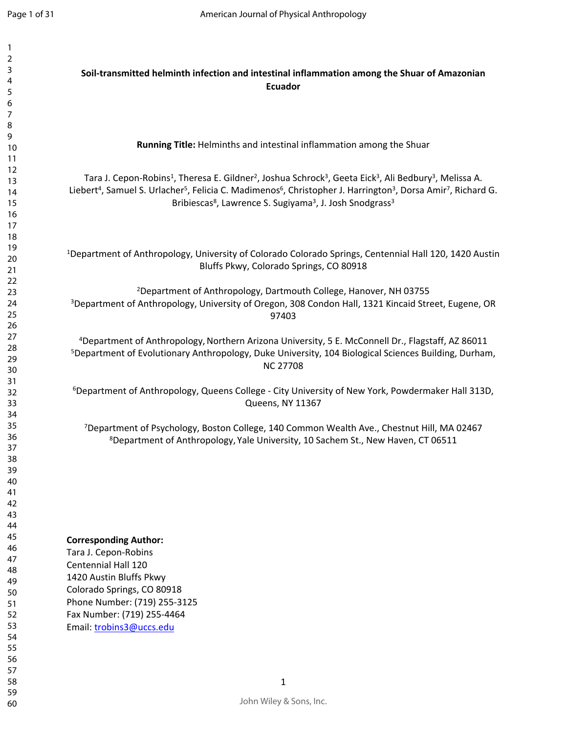# Soil-transmitted helminth infection and intestinal inflammation among the Shuar of Amazonian Ecuador

**Running Title:** Helminths and intestinal inflammation among the Shuar

Tara J. Cepon-Robins[1], Theresa E. Gildner[2], Joshua Schrock[3], Geeta Eick[3], Ali Bedbury[3], Melissa A. Liebert[4], Samuel S. Urlacher[5], Felicia C. Madimenos[6], Christopher J. Harrington[3], Dorsa Amir[7], Richard G. Bribiescas[8], Lawrence S. Sugiyama[3], J. Josh Snodgrass[3]

[1]Department of Anthropology, University of Colorado Colorado Springs, Centennial Hall 120, 1420 Austin Bluffs Pkwy, Colorado Springs, CO 80918

[2]Department of Anthropology, Dartmouth College, Hanover, NH 03755

[3]Department of Anthropology, University of Oregon, 308 Condon Hall, 1321 Kincaid Street, Eugene, OR 97403

[4]Department of Anthropology, Northern Arizona University, 5 E. McConnell Dr., Flagstaff, AZ 86011

[5]Department of Evolutionary Anthropology, Duke University, 104 Biological Sciences Building, Durham, NC 27708

[6]Department of Anthropology, Queens College - City University of New York, Powdermaker Hall 313D, Queens, NY 11367

[7]Department of Psychology, Boston College, 140 Common Wealth Ave., Chestnut Hill, MA 02467

[8]Department of Anthropology, Yale University, 10 Sachem St., New Haven, CT 06511

**Corresponding Author:**
Tara J. Cepon-Robins
Centennial Hall 120
1420 Austin Bluffs Pkwy
Colorado Springs, CO 80918
Phone Number: (719) 255-3125
Fax Number: (719) 255-4464
Email: trobins3@uccs.edu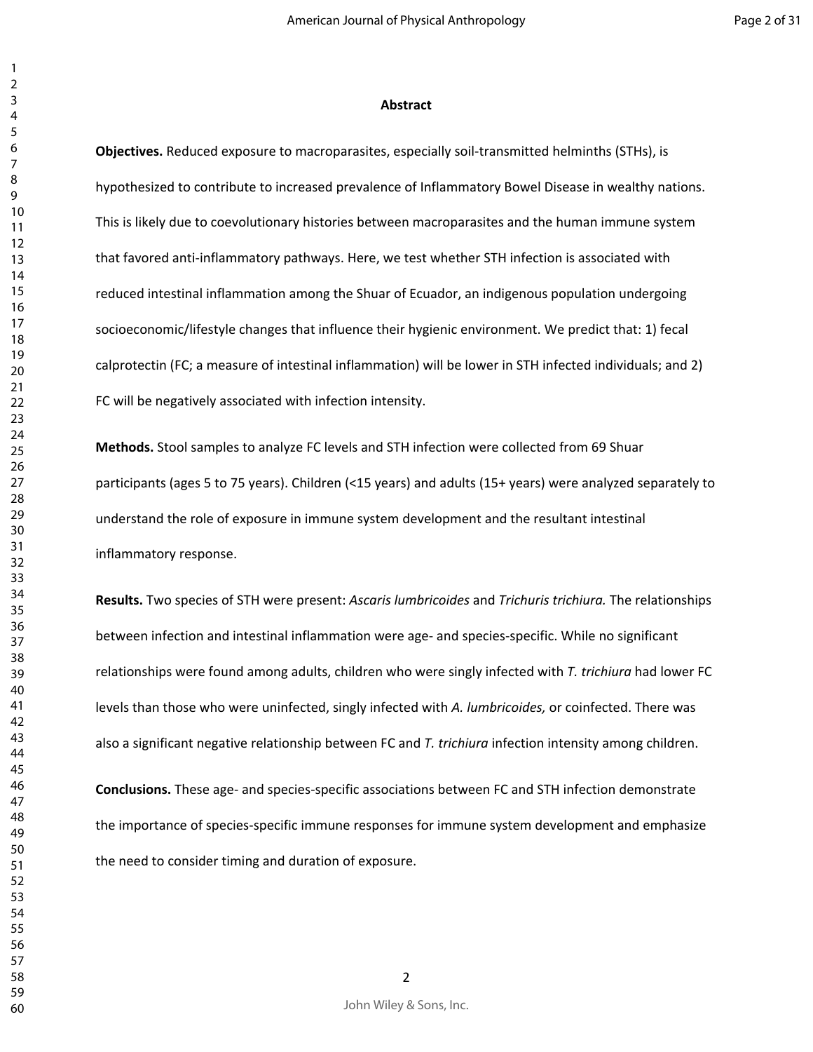## Abstract

**Objectives.** Reduced exposure to macroparasites, especially soil-transmitted helminths (STHs), is hypothesized to contribute to increased prevalence of Inflammatory Bowel Disease in wealthy nations. This is likely due to coevolutionary histories between macroparasites and the human immune system that favored anti-inflammatory pathways. Here, we test whether STH infection is associated with reduced intestinal inflammation among the Shuar of Ecuador, an indigenous population undergoing socioeconomic/lifestyle changes that influence their hygienic environment. We predict that: 1) fecal calprotectin (FC; a measure of intestinal inflammation) will be lower in STH infected individuals; and 2) FC will be negatively associated with infection intensity.

**Methods.** Stool samples to analyze FC levels and STH infection were collected from 69 Shuar participants (ages 5 to 75 years). Children (<15 years) and adults (15+ years) were analyzed separately to understand the role of exposure in immune system development and the resultant intestinal inflammatory response.

**Results.** Two species of STH were present: *Ascaris lumbricoides* and *Trichuris trichiura.* The relationships between infection and intestinal inflammation were age- and species-specific. While no significant relationships were found among adults, children who were singly infected with *T. trichiura* had lower FC levels than those who were uninfected, singly infected with *A. lumbricoides,* or coinfected. There was also a significant negative relationship between FC and *T. trichiura* infection intensity among children.

**Conclusions.** These age- and species-specific associations between FC and STH infection demonstrate the importance of species-specific immune responses for immune system development and emphasize the need to consider timing and duration of exposure.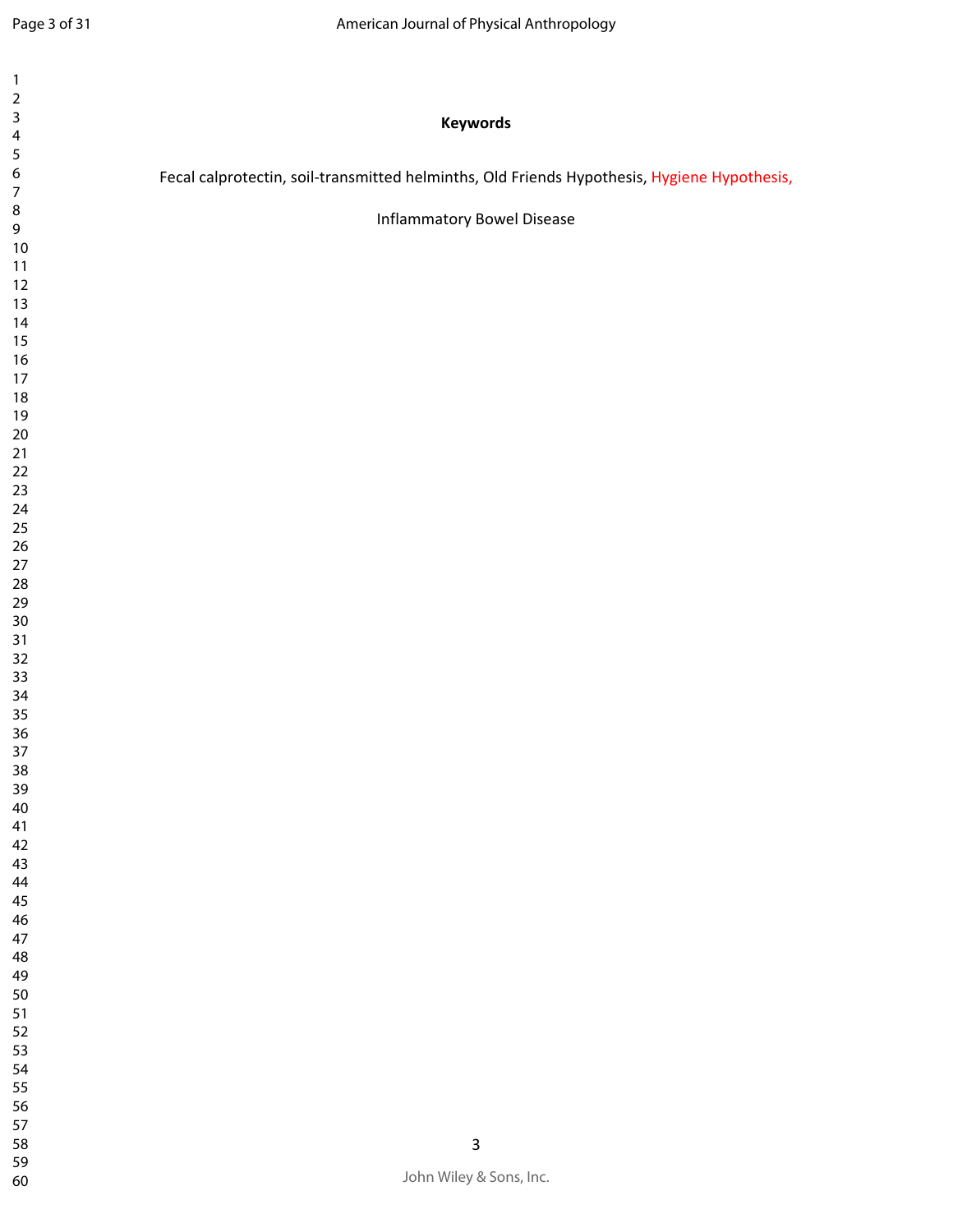**Keywords**

Fecal calprotectin, soil-transmitted helminths, Old Friends Hypothesis, Hygiene Hypothesis, Inflammatory Bowel Disease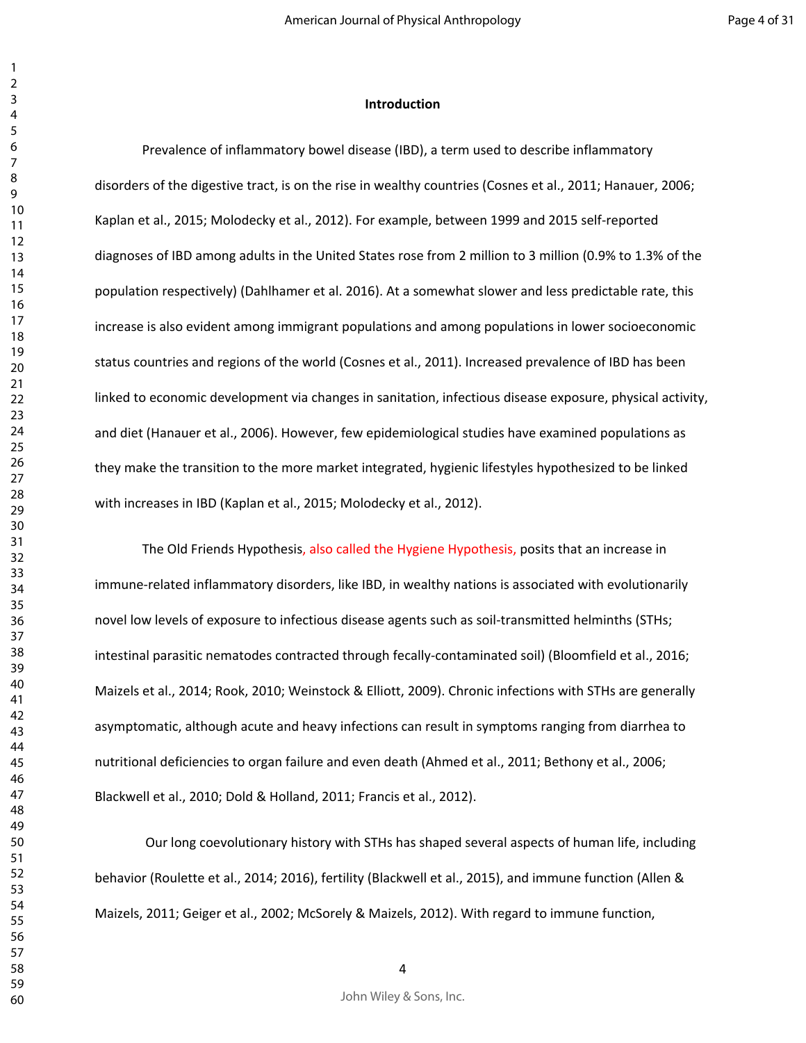## Introduction

Prevalence of inflammatory bowel disease (IBD), a term used to describe inflammatory disorders of the digestive tract, is on the rise in wealthy countries (Cosnes et al., 2011; Hanauer, 2006; Kaplan et al., 2015; Molodecky et al., 2012). For example, between 1999 and 2015 self-reported diagnoses of IBD among adults in the United States rose from 2 million to 3 million (0.9% to 1.3% of the population respectively) (Dahlhamer et al. 2016). At a somewhat slower and less predictable rate, this increase is also evident among immigrant populations and among populations in lower socioeconomic status countries and regions of the world (Cosnes et al., 2011). Increased prevalence of IBD has been linked to economic development via changes in sanitation, infectious disease exposure, physical activity, and diet (Hanauer et al., 2006). However, few epidemiological studies have examined populations as they make the transition to the more market integrated, hygienic lifestyles hypothesized to be linked with increases in IBD (Kaplan et al., 2015; Molodecky et al., 2012).

The Old Friends Hypothesis, also called the Hygiene Hypothesis, posits that an increase in immune-related inflammatory disorders, like IBD, in wealthy nations is associated with evolutionarily novel low levels of exposure to infectious disease agents such as soil-transmitted helminths (STHs; intestinal parasitic nematodes contracted through fecally-contaminated soil) (Bloomfield et al., 2016; Maizels et al., 2014; Rook, 2010; Weinstock & Elliott, 2009). Chronic infections with STHs are generally asymptomatic, although acute and heavy infections can result in symptoms ranging from diarrhea to nutritional deficiencies to organ failure and even death (Ahmed et al., 2011; Bethony et al., 2006; Blackwell et al., 2010; Dold & Holland, 2011; Francis et al., 2012).

Our long coevolutionary history with STHs has shaped several aspects of human life, including behavior (Roulette et al., 2014; 2016), fertility (Blackwell et al., 2015), and immune function (Allen & Maizels, 2011; Geiger et al., 2002; McSorely & Maizels, 2012). With regard to immune function,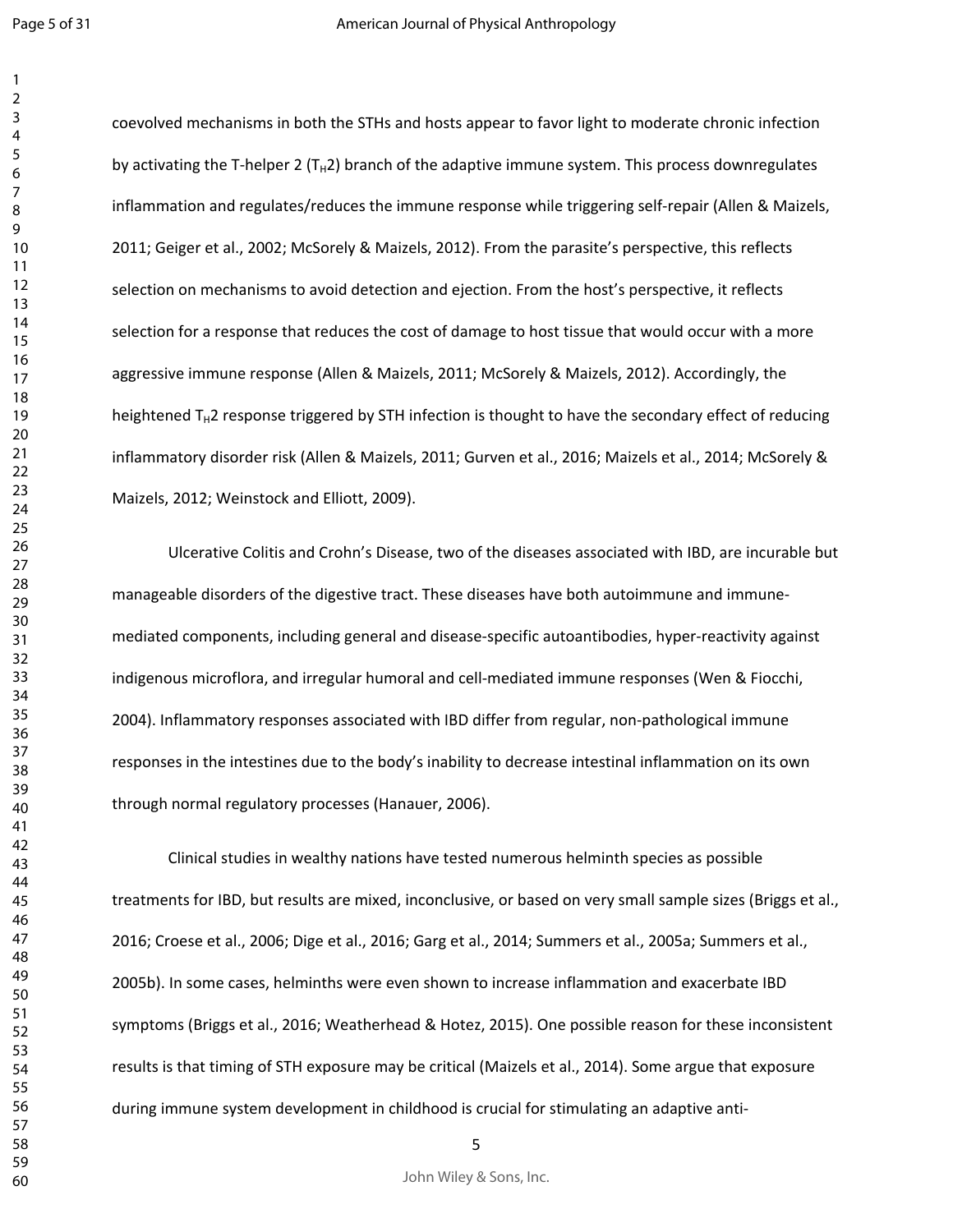coevolved mechanisms in both the STHs and hosts appear to favor light to moderate chronic infection by activating the T-helper 2 ($T_H2$) branch of the adaptive immune system. This process downregulates inflammation and regulates/reduces the immune response while triggering self-repair (Allen & Maizels, 2011; Geiger et al., 2002; McSorely & Maizels, 2012). From the parasite's perspective, this reflects selection on mechanisms to avoid detection and ejection. From the host's perspective, it reflects selection for a response that reduces the cost of damage to host tissue that would occur with a more aggressive immune response (Allen & Maizels, 2011; McSorely & Maizels, 2012). Accordingly, the heightened $T_H2$ response triggered by STH infection is thought to have the secondary effect of reducing inflammatory disorder risk (Allen & Maizels, 2011; Gurven et al., 2016; Maizels et al., 2014; McSorely & Maizels, 2012; Weinstock and Elliott, 2009).

Ulcerative Colitis and Crohn's Disease, two of the diseases associated with IBD, are incurable but manageable disorders of the digestive tract. These diseases have both autoimmune and immune-mediated components, including general and disease-specific autoantibodies, hyper-reactivity against indigenous microflora, and irregular humoral and cell-mediated immune responses (Wen & Fiocchi, 2004). Inflammatory responses associated with IBD differ from regular, non-pathological immune responses in the intestines due to the body's inability to decrease intestinal inflammation on its own through normal regulatory processes (Hanauer, 2006).

Clinical studies in wealthy nations have tested numerous helminth species as possible treatments for IBD, but results are mixed, inconclusive, or based on very small sample sizes (Briggs et al., 2016; Croese et al., 2006; Dige et al., 2016; Garg et al., 2014; Summers et al., 2005a; Summers et al., 2005b). In some cases, helminths were even shown to increase inflammation and exacerbate IBD symptoms (Briggs et al., 2016; Weatherhead & Hotez, 2015). One possible reason for these inconsistent results is that timing of STH exposure may be critical (Maizels et al., 2014). Some argue that exposure during immune system development in childhood is crucial for stimulating an adaptive anti-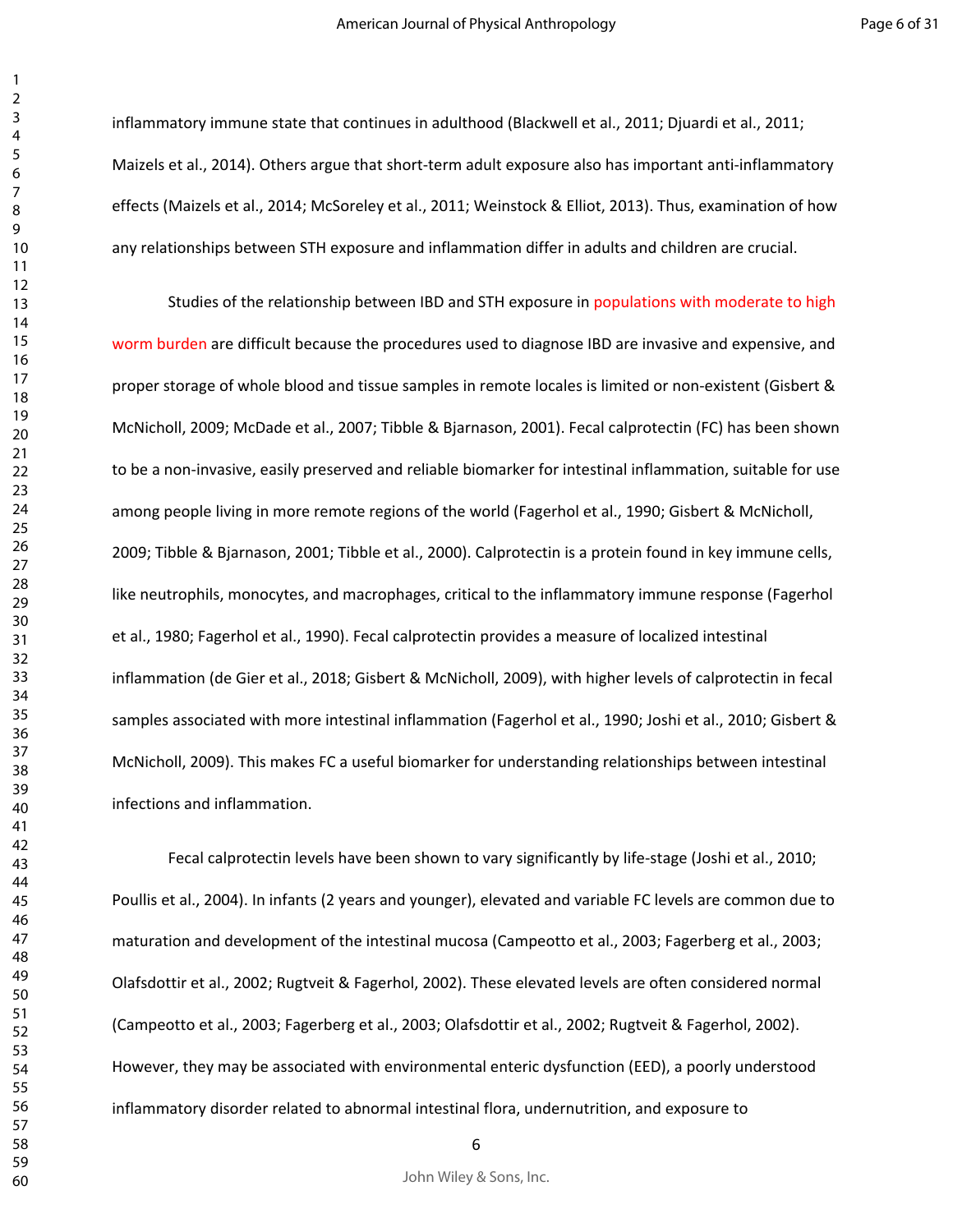inflammatory immune state that continues in adulthood (Blackwell et al., 2011; Djuardi et al., 2011; Maizels et al., 2014). Others argue that short-term adult exposure also has important anti-inflammatory effects (Maizels et al., 2014; McSoreley et al., 2011; Weinstock & Elliot, 2013). Thus, examination of how any relationships between STH exposure and inflammation differ in adults and children are crucial.

Studies of the relationship between IBD and STH exposure in populations with moderate to high worm burden are difficult because the procedures used to diagnose IBD are invasive and expensive, and proper storage of whole blood and tissue samples in remote locales is limited or non-existent (Gisbert & McNicholl, 2009; McDade et al., 2007; Tibble & Bjarnason, 2001). Fecal calprotectin (FC) has been shown to be a non-invasive, easily preserved and reliable biomarker for intestinal inflammation, suitable for use among people living in more remote regions of the world (Fagerhol et al., 1990; Gisbert & McNicholl, 2009; Tibble & Bjarnason, 2001; Tibble et al., 2000). Calprotectin is a protein found in key immune cells, like neutrophils, monocytes, and macrophages, critical to the inflammatory immune response (Fagerhol et al., 1980; Fagerhol et al., 1990). Fecal calprotectin provides a measure of localized intestinal inflammation (de Gier et al., 2018; Gisbert & McNicholl, 2009), with higher levels of calprotectin in fecal samples associated with more intestinal inflammation (Fagerhol et al., 1990; Joshi et al., 2010; Gisbert & McNicholl, 2009). This makes FC a useful biomarker for understanding relationships between intestinal infections and inflammation.

Fecal calprotectin levels have been shown to vary significantly by life-stage (Joshi et al., 2010; Poullis et al., 2004). In infants (2 years and younger), elevated and variable FC levels are common due to maturation and development of the intestinal mucosa (Campeotto et al., 2003; Fagerberg et al., 2003; Olafsdottir et al., 2002; Rugtveit & Fagerhol, 2002). These elevated levels are often considered normal (Campeotto et al., 2003; Fagerberg et al., 2003; Olafsdottir et al., 2002; Rugtveit & Fagerhol, 2002). However, they may be associated with environmental enteric dysfunction (EED), a poorly understood inflammatory disorder related to abnormal intestinal flora, undernutrition, and exposure to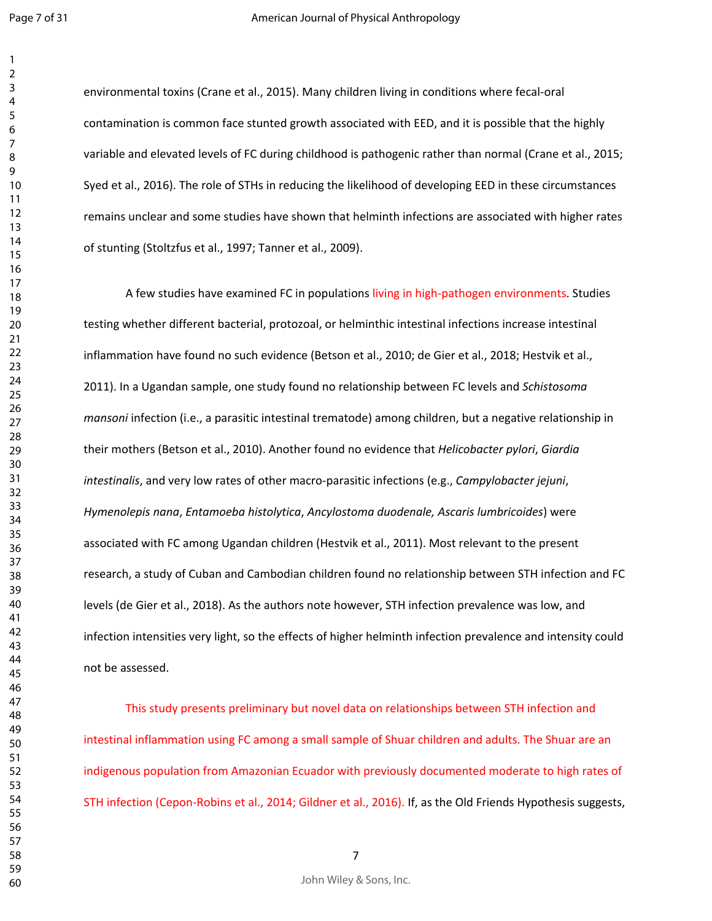environmental toxins (Crane et al., 2015). Many children living in conditions where fecal-oral contamination is common face stunted growth associated with EED, and it is possible that the highly variable and elevated levels of FC during childhood is pathogenic rather than normal (Crane et al., 2015; Syed et al., 2016). The role of STHs in reducing the likelihood of developing EED in these circumstances remains unclear and some studies have shown that helminth infections are associated with higher rates of stunting (Stoltzfus et al., 1997; Tanner et al., 2009).

A few studies have examined FC in populations living in high-pathogen environments. Studies testing whether different bacterial, protozoal, or helminthic intestinal infections increase intestinal inflammation have found no such evidence (Betson et al., 2010; de Gier et al., 2018; Hestvik et al., 2011). In a Ugandan sample, one study found no relationship between FC levels and *Schistosoma mansoni* infection (i.e., a parasitic intestinal trematode) among children, but a negative relationship in their mothers (Betson et al., 2010). Another found no evidence that *Helicobacter pylori*, *Giardia intestinalis*, and very low rates of other macro-parasitic infections (e.g., *Campylobacter jejuni*, *Hymenolepis nana*, *Entamoeba histolytica*, *Ancylostoma duodenale, Ascaris lumbricoides*) were associated with FC among Ugandan children (Hestvik et al., 2011). Most relevant to the present research, a study of Cuban and Cambodian children found no relationship between STH infection and FC levels (de Gier et al., 2018). As the authors note however, STH infection prevalence was low, and infection intensities very light, so the effects of higher helminth infection prevalence and intensity could not be assessed.

This study presents preliminary but novel data on relationships between STH infection and intestinal inflammation using FC among a small sample of Shuar children and adults. The Shuar are an indigenous population from Amazonian Ecuador with previously documented moderate to high rates of STH infection (Cepon-Robins et al., 2014; Gildner et al., 2016). If, as the Old Friends Hypothesis suggests,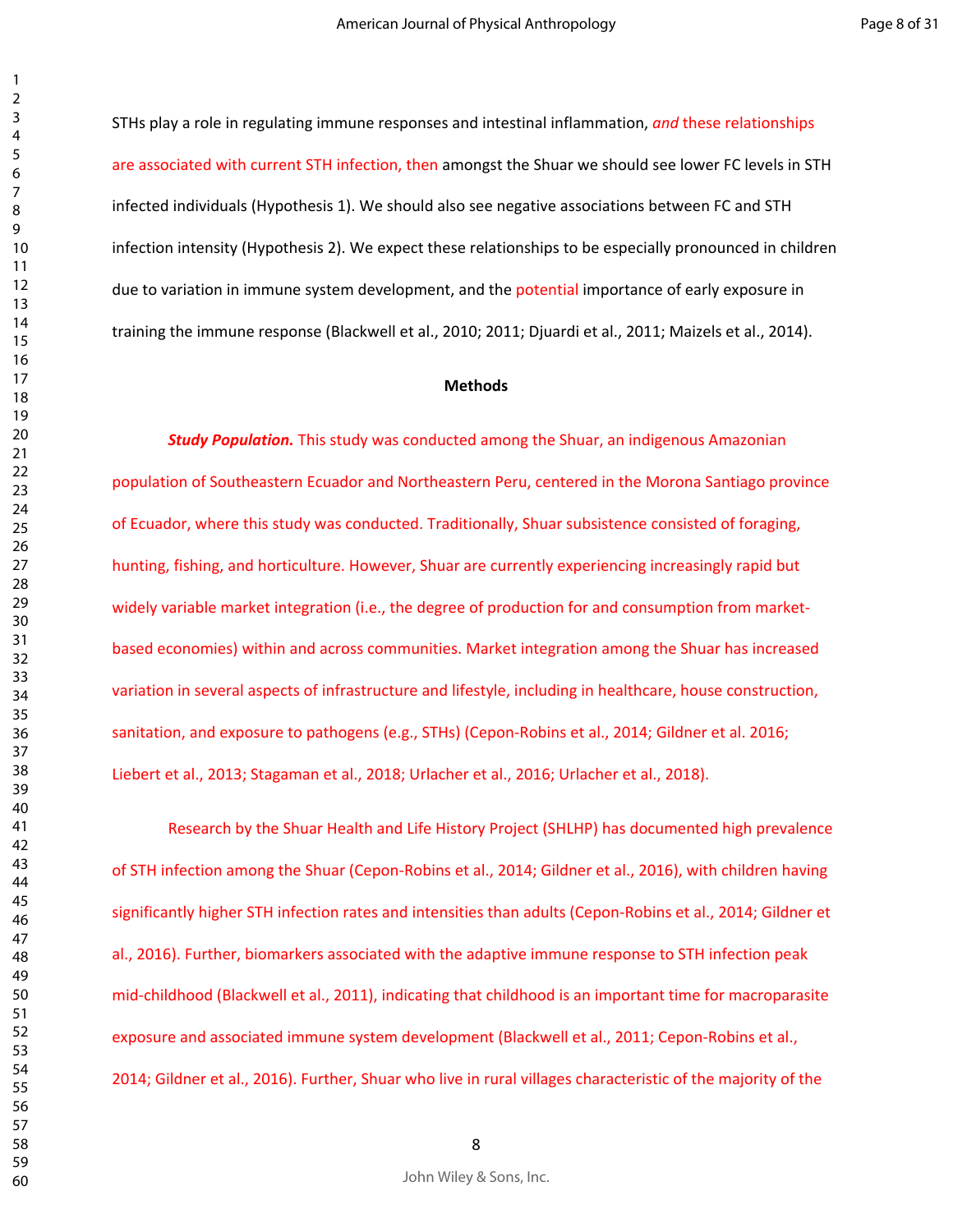STHs play a role in regulating immune responses and intestinal inflammation, *and* these relationships are associated with current STH infection, then amongst the Shuar we should see lower FC levels in STH infected individuals (Hypothesis 1). We should also see negative associations between FC and STH infection intensity (Hypothesis 2). We expect these relationships to be especially pronounced in children due to variation in immune system development, and the potential importance of early exposure in training the immune response (Blackwell et al., 2010; 2011; Djuardi et al., 2011; Maizels et al., 2014).

## Methods

***Study Population.*** This study was conducted among the Shuar, an indigenous Amazonian population of Southeastern Ecuador and Northeastern Peru, centered in the Morona Santiago province of Ecuador, where this study was conducted. Traditionally, Shuar subsistence consisted of foraging, hunting, fishing, and horticulture. However, Shuar are currently experiencing increasingly rapid but widely variable market integration (i.e., the degree of production for and consumption from market-based economies) within and across communities. Market integration among the Shuar has increased variation in several aspects of infrastructure and lifestyle, including in healthcare, house construction, sanitation, and exposure to pathogens (e.g., STHs) (Cepon-Robins et al., 2014; Gildner et al. 2016; Liebert et al., 2013; Stagaman et al., 2018; Urlacher et al., 2016; Urlacher et al., 2018).

Research by the Shuar Health and Life History Project (SHLHP) has documented high prevalence of STH infection among the Shuar (Cepon-Robins et al., 2014; Gildner et al., 2016), with children having significantly higher STH infection rates and intensities than adults (Cepon-Robins et al., 2014; Gildner et al., 2016). Further, biomarkers associated with the adaptive immune response to STH infection peak mid-childhood (Blackwell et al., 2011), indicating that childhood is an important time for macroparasite exposure and associated immune system development (Blackwell et al., 2011; Cepon-Robins et al., 2014; Gildner et al., 2016). Further, Shuar who live in rural villages characteristic of the majority of the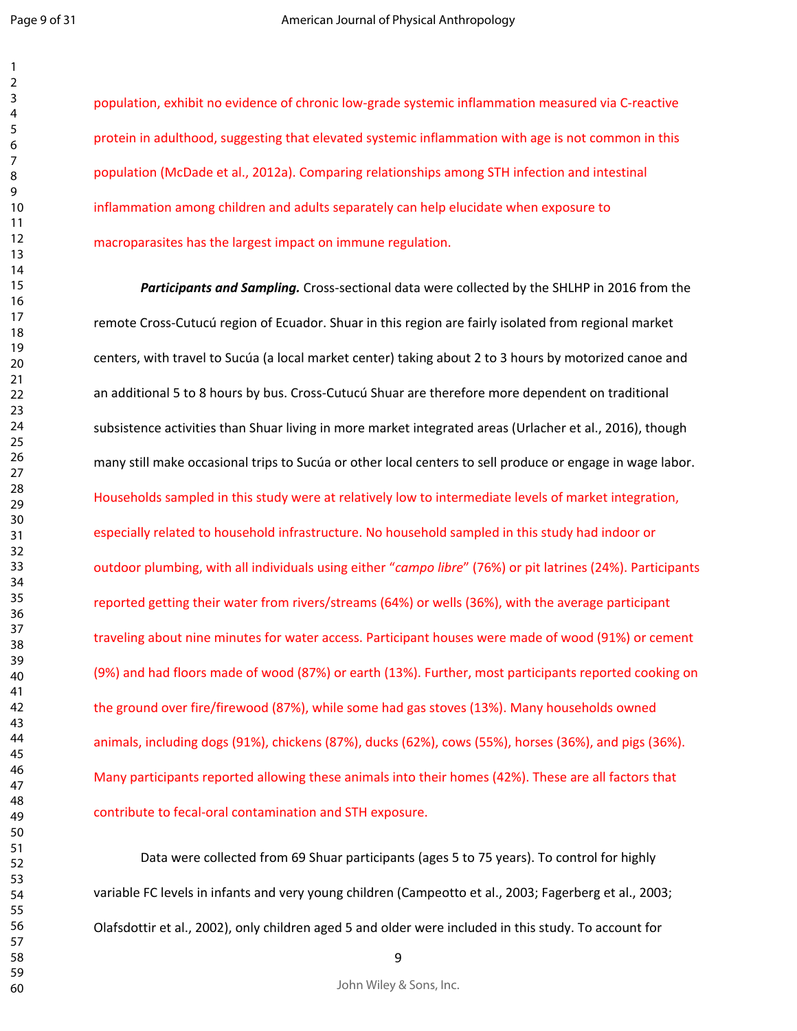population, exhibit no evidence of chronic low-grade systemic inflammation measured via C-reactive protein in adulthood, suggesting that elevated systemic inflammation with age is not common in this population (McDade et al., 2012a). Comparing relationships among STH infection and intestinal inflammation among children and adults separately can help elucidate when exposure to macroparasites has the largest impact on immune regulation.

***Participants and Sampling.*** Cross-sectional data were collected by the SHLHP in 2016 from the remote Cross-Cutucú region of Ecuador. Shuar in this region are fairly isolated from regional market centers, with travel to Sucúa (a local market center) taking about 2 to 3 hours by motorized canoe and an additional 5 to 8 hours by bus. Cross-Cutucú Shuar are therefore more dependent on traditional subsistence activities than Shuar living in more market integrated areas (Urlacher et al., 2016), though many still make occasional trips to Sucúa or other local centers to sell produce or engage in wage labor. Households sampled in this study were at relatively low to intermediate levels of market integration, especially related to household infrastructure. No household sampled in this study had indoor or outdoor plumbing, with all individuals using either "*campo libre*" (76%) or pit latrines (24%). Participants reported getting their water from rivers/streams (64%) or wells (36%), with the average participant traveling about nine minutes for water access. Participant houses were made of wood (91%) or cement (9%) and had floors made of wood (87%) or earth (13%). Further, most participants reported cooking on the ground over fire/firewood (87%), while some had gas stoves (13%). Many households owned animals, including dogs (91%), chickens (87%), ducks (62%), cows (55%), horses (36%), and pigs (36%). Many participants reported allowing these animals into their homes (42%). These are all factors that contribute to fecal-oral contamination and STH exposure.

Data were collected from 69 Shuar participants (ages 5 to 75 years). To control for highly variable FC levels in infants and very young children (Campeotto et al., 2003; Fagerberg et al., 2003; Olafsdottir et al., 2002), only children aged 5 and older were included in this study. To account for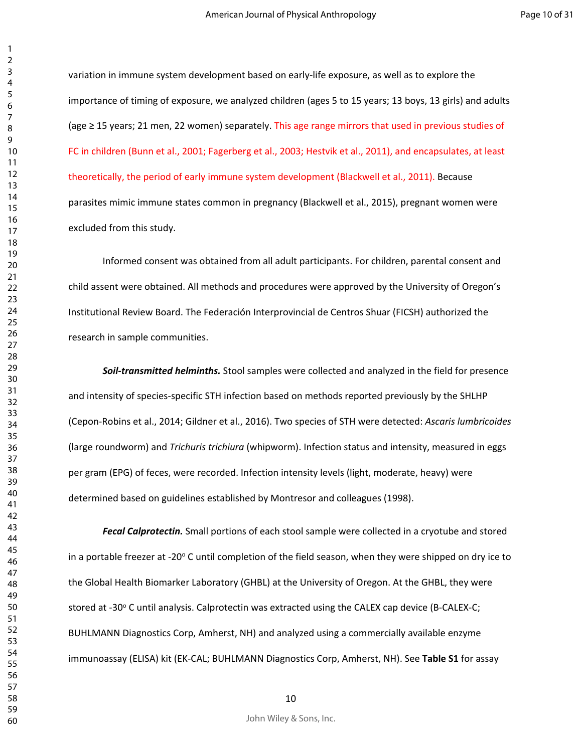variation in immune system development based on early-life exposure, as well as to explore the importance of timing of exposure, we analyzed children (ages 5 to 15 years; 13 boys, 13 girls) and adults (age ≥ 15 years; 21 men, 22 women) separately. This age range mirrors that used in previous studies of FC in children (Bunn et al., 2001; Fagerberg et al., 2003; Hestvik et al., 2011), and encapsulates, at least theoretically, the period of early immune system development (Blackwell et al., 2011). Because parasites mimic immune states common in pregnancy (Blackwell et al., 2015), pregnant women were excluded from this study.

Informed consent was obtained from all adult participants. For children, parental consent and child assent were obtained. All methods and procedures were approved by the University of Oregon's Institutional Review Board. The Federación Interprovincial de Centros Shuar (FICSH) authorized the research in sample communities.

***Soil-transmitted helminths.*** Stool samples were collected and analyzed in the field for presence and intensity of species-specific STH infection based on methods reported previously by the SHLHP (Cepon-Robins et al., 2014; Gildner et al., 2016). Two species of STH were detected: *Ascaris lumbricoides* (large roundworm) and *Trichuris trichiura* (whipworm). Infection status and intensity, measured in eggs per gram (EPG) of feces, were recorded. Infection intensity levels (light, moderate, heavy) were determined based on guidelines established by Montresor and colleagues (1998).

***Fecal Calprotectin.*** Small portions of each stool sample were collected in a cryotube and stored in a portable freezer at -20$^{o}$ C until completion of the field season, when they were shipped on dry ice to the Global Health Biomarker Laboratory (GHBL) at the University of Oregon. At the GHBL, they were stored at -30$^{o}$ C until analysis. Calprotectin was extracted using the CALEX cap device (B-CALEX-C; BUHLMANN Diagnostics Corp, Amherst, NH) and analyzed using a commercially available enzyme immunoassay (ELISA) kit (EK-CAL; BUHLMANN Diagnostics Corp, Amherst, NH). See **Table S1** for assay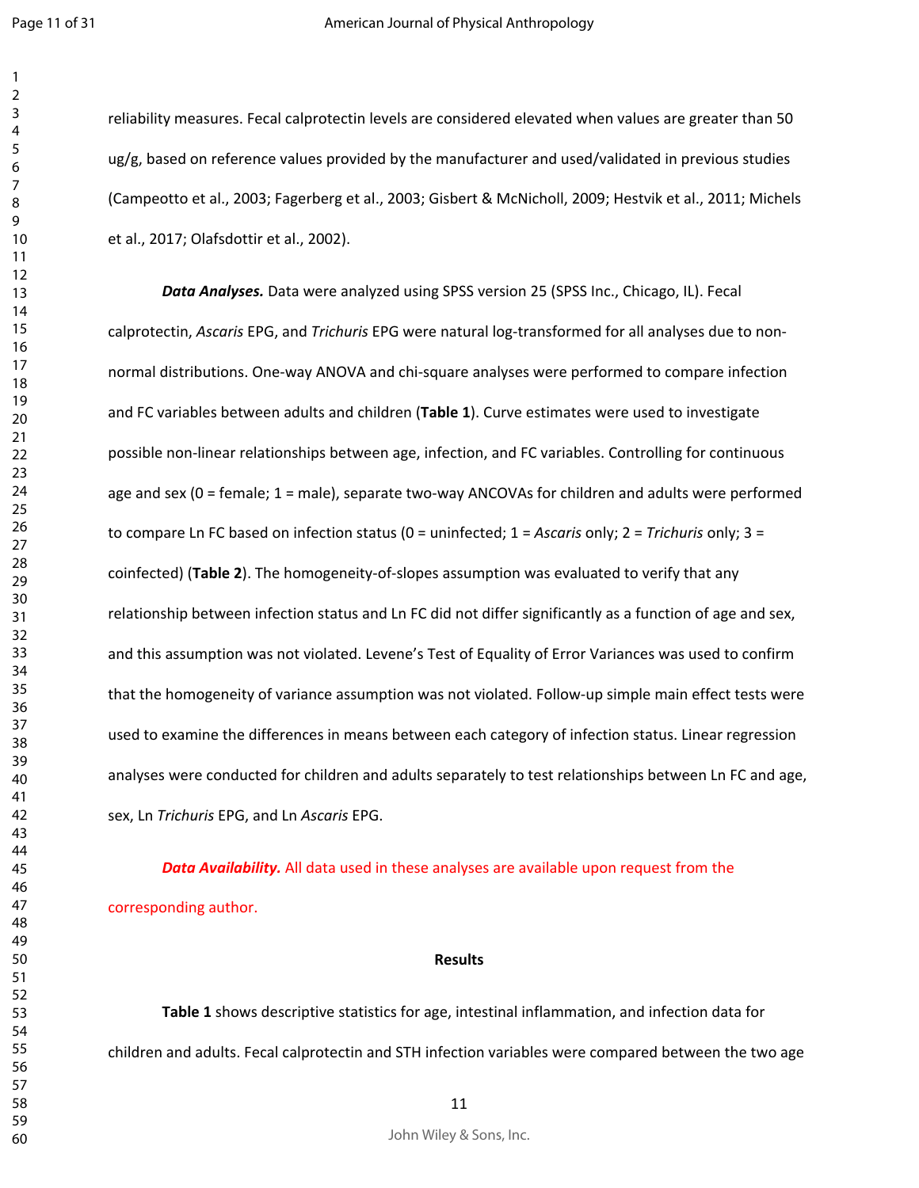reliability measures. Fecal calprotectin levels are considered elevated when values are greater than 50 ug/g, based on reference values provided by the manufacturer and used/validated in previous studies (Campeotto et al., 2003; Fagerberg et al., 2003; Gisbert & McNicholl, 2009; Hestvik et al., 2011; Michels et al., 2017; Olafsdottir et al., 2002).

***Data Analyses.*** Data were analyzed using SPSS version 25 (SPSS Inc., Chicago, IL). Fecal calprotectin, *Ascaris* EPG, and *Trichuris* EPG were natural log-transformed for all analyses due to non-normal distributions. One-way ANOVA and chi-square analyses were performed to compare infection and FC variables between adults and children (**Table 1**). Curve estimates were used to investigate possible non-linear relationships between age, infection, and FC variables. Controlling for continuous age and sex (0 = female; 1 = male), separate two-way ANCOVAs for children and adults were performed to compare Ln FC based on infection status (0 = uninfected; 1 = *Ascaris* only; 2 = *Trichuris* only; 3 = coinfected) (**Table 2**). The homogeneity-of-slopes assumption was evaluated to verify that any relationship between infection status and Ln FC did not differ significantly as a function of age and sex, and this assumption was not violated. Levene's Test of Equality of Error Variances was used to confirm that the homogeneity of variance assumption was not violated. Follow-up simple main effect tests were used to examine the differences in means between each category of infection status. Linear regression analyses were conducted for children and adults separately to test relationships between Ln FC and age, sex, Ln *Trichuris* EPG, and Ln *Ascaris* EPG.

***Data Availability.*** All data used in these analyses are available upon request from the corresponding author.

## Results

**Table 1** shows descriptive statistics for age, intestinal inflammation, and infection data for children and adults. Fecal calprotectin and STH infection variables were compared between the two age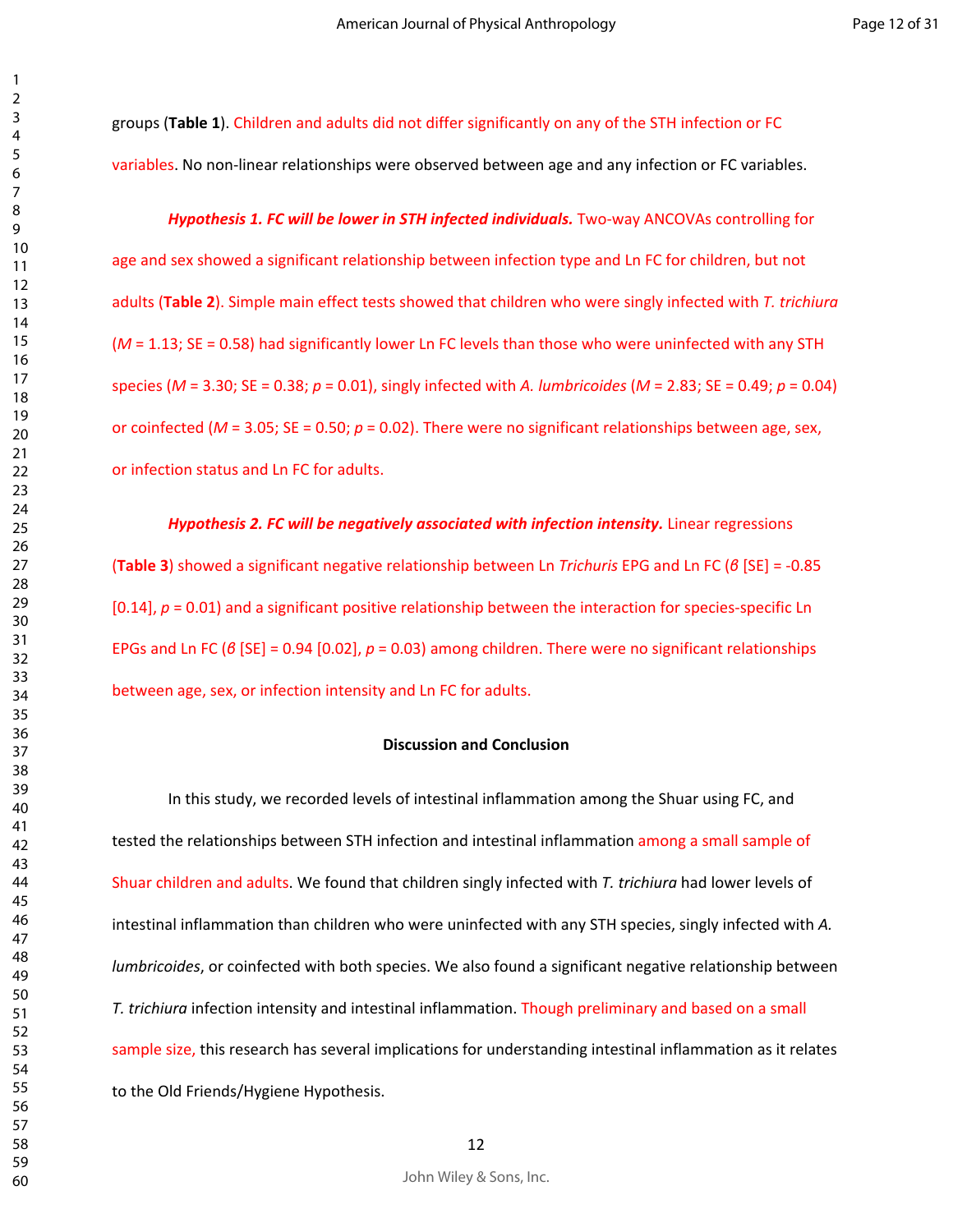groups (**Table 1**). Children and adults did not differ significantly on any of the STH infection or FC variables. No non-linear relationships were observed between age and any infection or FC variables.

***Hypothesis 1. FC will be lower in STH infected individuals.*** Two-way ANCOVAs controlling for age and sex showed a significant relationship between infection type and Ln FC for children, but not adults (**Table 2**). Simple main effect tests showed that children who were singly infected with *T. trichiura* ($M$ = 1.13; SE = 0.58) had significantly lower Ln FC levels than those who were uninfected with any STH species ($M$ = 3.30; SE = 0.38; $p$ = 0.01), singly infected with *A. lumbricoides* ($M$ = 2.83; SE = 0.49; $p$ = 0.04) or coinfected ($M$ = 3.05; SE = 0.50; $p$ = 0.02). There were no significant relationships between age, sex, or infection status and Ln FC for adults.

***Hypothesis 2. FC will be negatively associated with infection intensity.*** Linear regressions (**Table 3**) showed a significant negative relationship between Ln *Trichuris* EPG and Ln FC ($\beta$ [SE] = -0.85 [0.14], $p$ = 0.01) and a significant positive relationship between the interaction for species-specific Ln EPGs and Ln FC ($\beta$ [SE] = 0.94 [0.02], $p$ = 0.03) among children. There were no significant relationships between age, sex, or infection intensity and Ln FC for adults.

## Discussion and Conclusion

In this study, we recorded levels of intestinal inflammation among the Shuar using FC, and tested the relationships between STH infection and intestinal inflammation among a small sample of Shuar children and adults. We found that children singly infected with *T. trichiura* had lower levels of intestinal inflammation than children who were uninfected with any STH species, singly infected with *A. lumbricoides*, or coinfected with both species. We also found a significant negative relationship between *T. trichiura* infection intensity and intestinal inflammation. Though preliminary and based on a small sample size, this research has several implications for understanding intestinal inflammation as it relates to the Old Friends/Hygiene Hypothesis.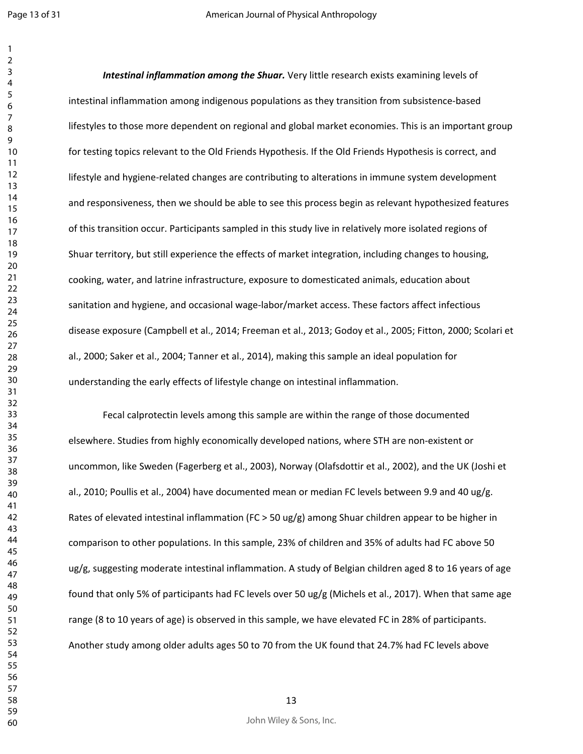***Intestinal inflammation among the Shuar.*** Very little research exists examining levels of intestinal inflammation among indigenous populations as they transition from subsistence-based lifestyles to those more dependent on regional and global market economies. This is an important group for testing topics relevant to the Old Friends Hypothesis. If the Old Friends Hypothesis is correct, and lifestyle and hygiene-related changes are contributing to alterations in immune system development and responsiveness, then we should be able to see this process begin as relevant hypothesized features of this transition occur. Participants sampled in this study live in relatively more isolated regions of Shuar territory, but still experience the effects of market integration, including changes to housing, cooking, water, and latrine infrastructure, exposure to domesticated animals, education about sanitation and hygiene, and occasional wage-labor/market access. These factors affect infectious disease exposure (Campbell et al., 2014; Freeman et al., 2013; Godoy et al., 2005; Fitton, 2000; Scolari et al., 2000; Saker et al., 2004; Tanner et al., 2014), making this sample an ideal population for understanding the early effects of lifestyle change on intestinal inflammation.

Fecal calprotectin levels among this sample are within the range of those documented elsewhere. Studies from highly economically developed nations, where STH are non-existent or uncommon, like Sweden (Fagerberg et al., 2003), Norway (Olafsdottir et al., 2002), and the UK (Joshi et al., 2010; Poullis et al., 2004) have documented mean or median FC levels between 9.9 and 40 ug/g. Rates of elevated intestinal inflammation (FC > 50 ug/g) among Shuar children appear to be higher in comparison to other populations. In this sample, 23% of children and 35% of adults had FC above 50 ug/g, suggesting moderate intestinal inflammation. A study of Belgian children aged 8 to 16 years of age found that only 5% of participants had FC levels over 50 ug/g (Michels et al., 2017). When that same age range (8 to 10 years of age) is observed in this sample, we have elevated FC in 28% of participants. Another study among older adults ages 50 to 70 from the UK found that 24.7% had FC levels above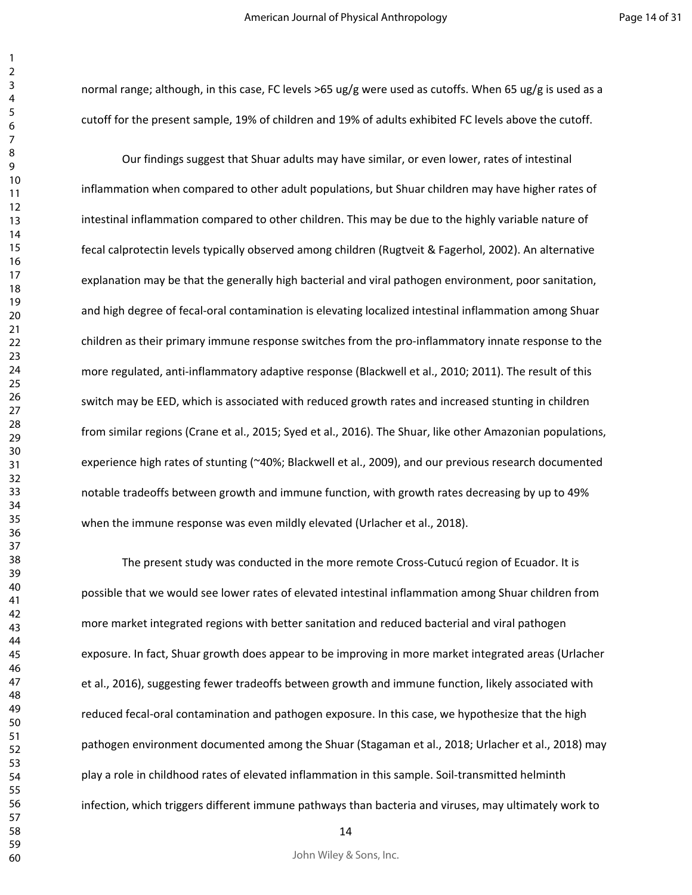normal range; although, in this case, FC levels >65 ug/g were used as cutoffs. When 65 ug/g is used as a cutoff for the present sample, 19% of children and 19% of adults exhibited FC levels above the cutoff.

Our findings suggest that Shuar adults may have similar, or even lower, rates of intestinal inflammation when compared to other adult populations, but Shuar children may have higher rates of intestinal inflammation compared to other children. This may be due to the highly variable nature of fecal calprotectin levels typically observed among children (Rugtveit & Fagerhol, 2002). An alternative explanation may be that the generally high bacterial and viral pathogen environment, poor sanitation, and high degree of fecal-oral contamination is elevating localized intestinal inflammation among Shuar children as their primary immune response switches from the pro-inflammatory innate response to the more regulated, anti-inflammatory adaptive response (Blackwell et al., 2010; 2011). The result of this switch may be EED, which is associated with reduced growth rates and increased stunting in children from similar regions (Crane et al., 2015; Syed et al., 2016). The Shuar, like other Amazonian populations, experience high rates of stunting (~40%; Blackwell et al., 2009), and our previous research documented notable tradeoffs between growth and immune function, with growth rates decreasing by up to 49% when the immune response was even mildly elevated (Urlacher et al., 2018).

The present study was conducted in the more remote Cross-Cutucú region of Ecuador. It is possible that we would see lower rates of elevated intestinal inflammation among Shuar children from more market integrated regions with better sanitation and reduced bacterial and viral pathogen exposure. In fact, Shuar growth does appear to be improving in more market integrated areas (Urlacher et al., 2016), suggesting fewer tradeoffs between growth and immune function, likely associated with reduced fecal-oral contamination and pathogen exposure. In this case, we hypothesize that the high pathogen environment documented among the Shuar (Stagaman et al., 2018; Urlacher et al., 2018) may play a role in childhood rates of elevated inflammation in this sample. Soil-transmitted helminth infection, which triggers different immune pathways than bacteria and viruses, may ultimately work to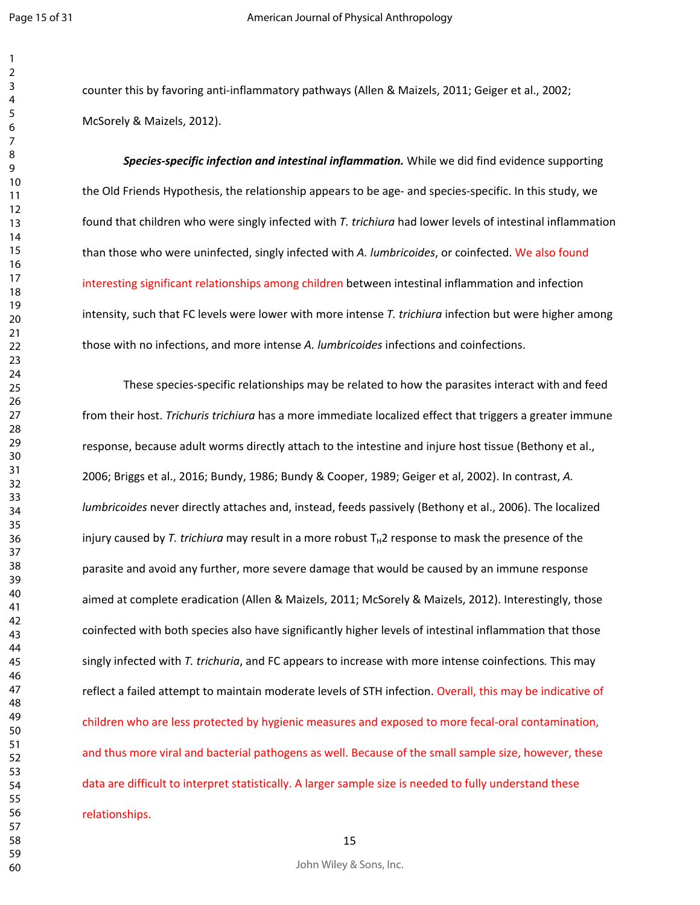counter this by favoring anti-inflammatory pathways (Allen & Maizels, 2011; Geiger et al., 2002; McSorely & Maizels, 2012).

***Species-specific infection and intestinal inflammation.*** While we did find evidence supporting the Old Friends Hypothesis, the relationship appears to be age- and species-specific. In this study, we found that children who were singly infected with *T. trichiura* had lower levels of intestinal inflammation than those who were uninfected, singly infected with *A. lumbricoides*, or coinfected. We also found interesting significant relationships among children between intestinal inflammation and infection intensity, such that FC levels were lower with more intense *T. trichiura* infection but were higher among those with no infections, and more intense *A. lumbricoides* infections and coinfections.

These species-specific relationships may be related to how the parasites interact with and feed from their host. *Trichuris trichiura* has a more immediate localized effect that triggers a greater immune response, because adult worms directly attach to the intestine and injure host tissue (Bethony et al., 2006; Briggs et al., 2016; Bundy, 1986; Bundy & Cooper, 1989; Geiger et al, 2002). In contrast, *A. lumbricoides* never directly attaches and, instead, feeds passively (Bethony et al., 2006). The localized injury caused by *T. trichiura* may result in a more robust $T_H2$ response to mask the presence of the parasite and avoid any further, more severe damage that would be caused by an immune response aimed at complete eradication (Allen & Maizels, 2011; McSorely & Maizels, 2012). Interestingly, those coinfected with both species also have significantly higher levels of intestinal inflammation that those singly infected with *T. trichuria*, and FC appears to increase with more intense coinfections. This may reflect a failed attempt to maintain moderate levels of STH infection. Overall, this may be indicative of children who are less protected by hygienic measures and exposed to more fecal-oral contamination, and thus more viral and bacterial pathogens as well. Because of the small sample size, however, these data are difficult to interpret statistically. A larger sample size is needed to fully understand these relationships.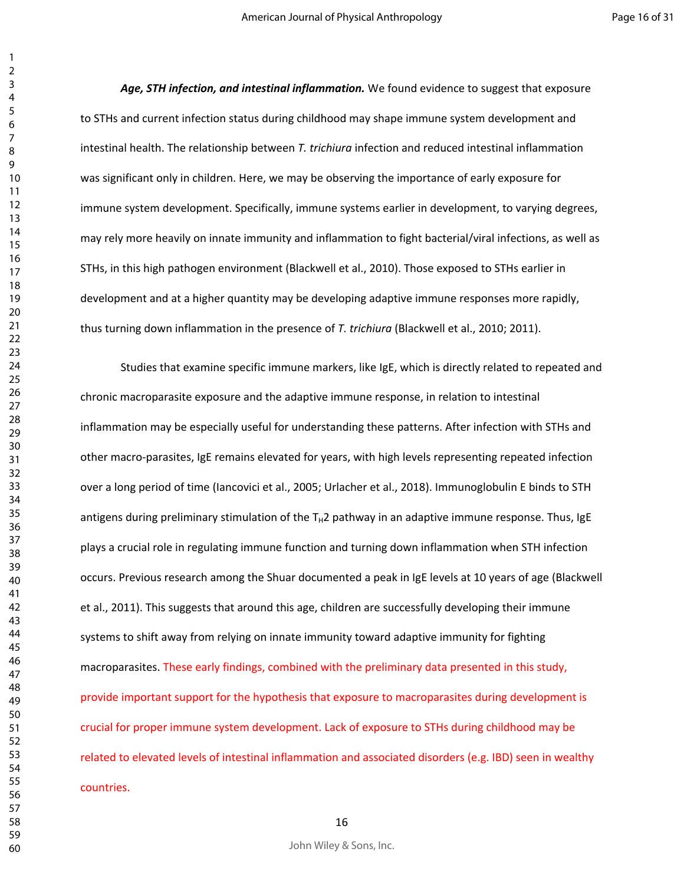***Age, STH infection, and intestinal inflammation.*** We found evidence to suggest that exposure to STHs and current infection status during childhood may shape immune system development and intestinal health. The relationship between *T. trichiura* infection and reduced intestinal inflammation was significant only in children. Here, we may be observing the importance of early exposure for immune system development. Specifically, immune systems earlier in development, to varying degrees, may rely more heavily on innate immunity and inflammation to fight bacterial/viral infections, as well as STHs, in this high pathogen environment (Blackwell et al., 2010). Those exposed to STHs earlier in development and at a higher quantity may be developing adaptive immune responses more rapidly, thus turning down inflammation in the presence of *T. trichiura* (Blackwell et al., 2010; 2011).

Studies that examine specific immune markers, like IgE, which is directly related to repeated and chronic macroparasite exposure and the adaptive immune response, in relation to intestinal inflammation may be especially useful for understanding these patterns. After infection with STHs and other macro-parasites, IgE remains elevated for years, with high levels representing repeated infection over a long period of time (Iancovici et al., 2005; Urlacher et al., 2018). Immunoglobulin E binds to STH antigens during preliminary stimulation of the $T_H2$ pathway in an adaptive immune response. Thus, IgE plays a crucial role in regulating immune function and turning down inflammation when STH infection occurs. Previous research among the Shuar documented a peak in IgE levels at 10 years of age (Blackwell et al., 2011). This suggests that around this age, children are successfully developing their immune systems to shift away from relying on innate immunity toward adaptive immunity for fighting macroparasites. These early findings, combined with the preliminary data presented in this study, provide important support for the hypothesis that exposure to macroparasites during development is crucial for proper immune system development. Lack of exposure to STHs during childhood may be related to elevated levels of intestinal inflammation and associated disorders (e.g. IBD) seen in wealthy countries.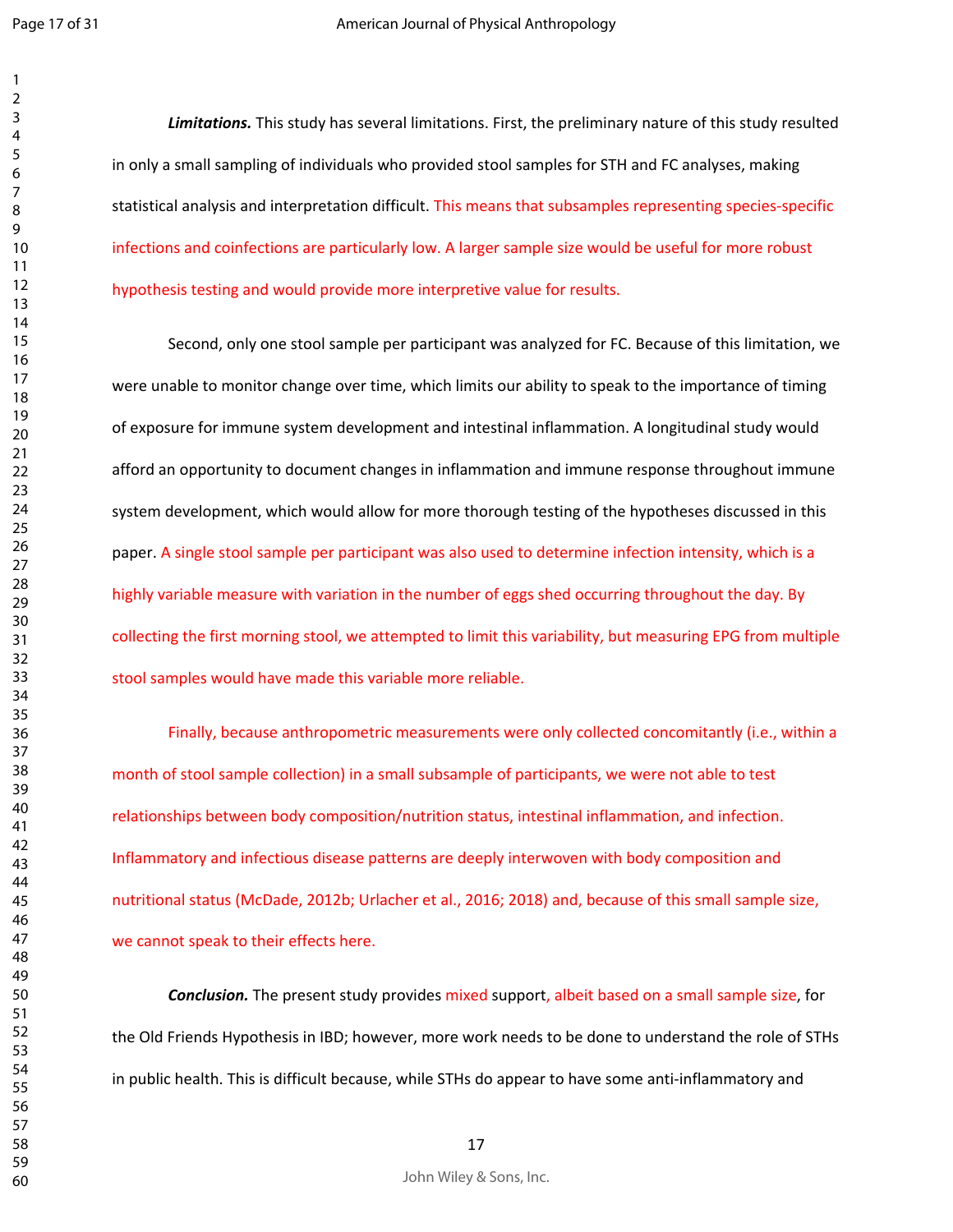***Limitations.*** This study has several limitations. First, the preliminary nature of this study resulted in only a small sampling of individuals who provided stool samples for STH and FC analyses, making statistical analysis and interpretation difficult. This means that subsamples representing species-specific infections and coinfections are particularly low. A larger sample size would be useful for more robust hypothesis testing and would provide more interpretive value for results.

Second, only one stool sample per participant was analyzed for FC. Because of this limitation, we were unable to monitor change over time, which limits our ability to speak to the importance of timing of exposure for immune system development and intestinal inflammation. A longitudinal study would afford an opportunity to document changes in inflammation and immune response throughout immune system development, which would allow for more thorough testing of the hypotheses discussed in this paper. A single stool sample per participant was also used to determine infection intensity, which is a highly variable measure with variation in the number of eggs shed occurring throughout the day. By collecting the first morning stool, we attempted to limit this variability, but measuring EPG from multiple stool samples would have made this variable more reliable.

Finally, because anthropometric measurements were only collected concomitantly (i.e., within a month of stool sample collection) in a small subsample of participants, we were not able to test relationships between body composition/nutrition status, intestinal inflammation, and infection. Inflammatory and infectious disease patterns are deeply interwoven with body composition and nutritional status (McDade, 2012b; Urlacher et al., 2016; 2018) and, because of this small sample size, we cannot speak to their effects here.

***Conclusion.*** The present study provides mixed support, albeit based on a small sample size, for the Old Friends Hypothesis in IBD; however, more work needs to be done to understand the role of STHs in public health. This is difficult because, while STHs do appear to have some anti-inflammatory and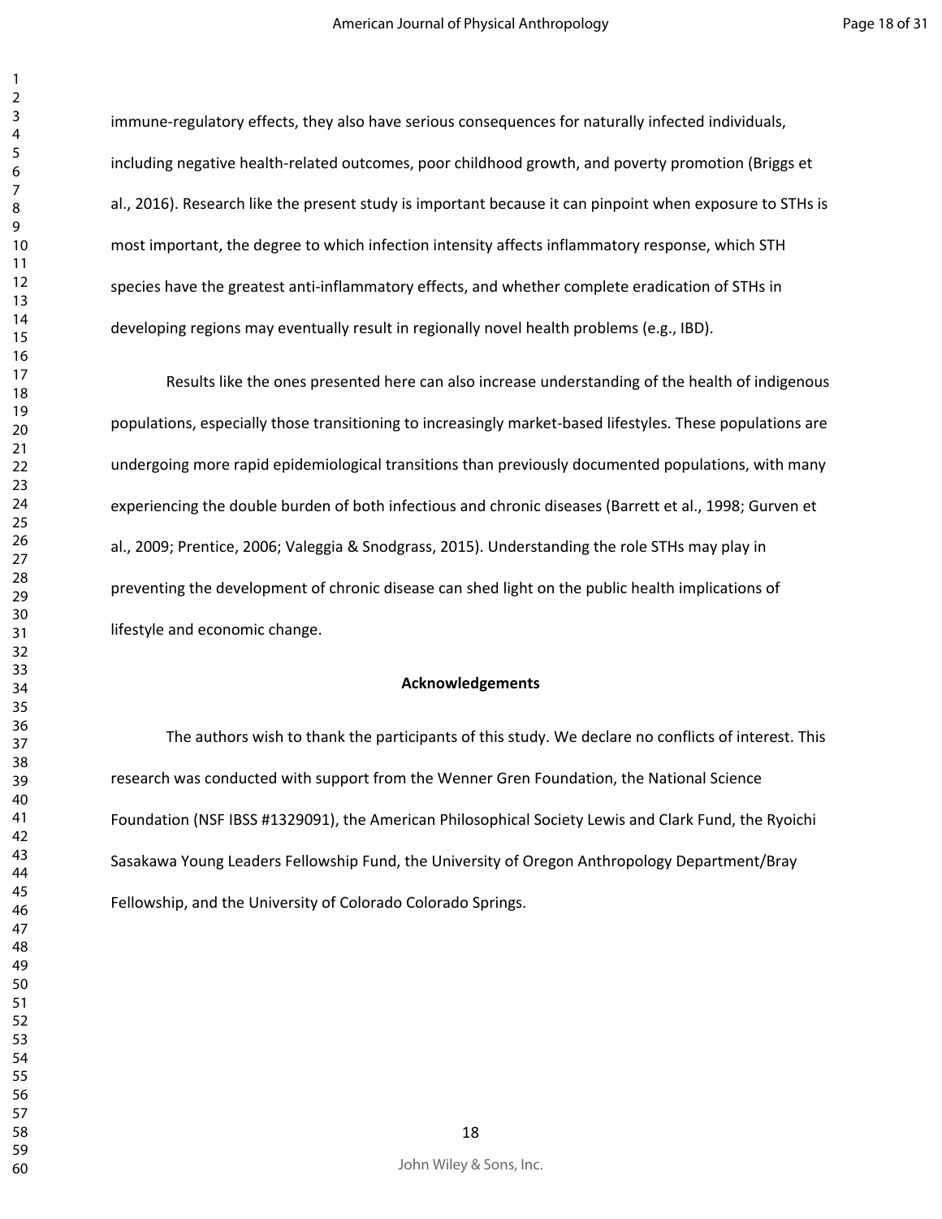immune-regulatory effects, they also have serious consequences for naturally infected individuals, including negative health-related outcomes, poor childhood growth, and poverty promotion (Briggs et al., 2016). Research like the present study is important because it can pinpoint when exposure to STHs is most important, the degree to which infection intensity affects inflammatory response, which STH species have the greatest anti-inflammatory effects, and whether complete eradication of STHs in developing regions may eventually result in regionally novel health problems (e.g., IBD).

Results like the ones presented here can also increase understanding of the health of indigenous populations, especially those transitioning to increasingly market-based lifestyles. These populations are undergoing more rapid epidemiological transitions than previously documented populations, with many experiencing the double burden of both infectious and chronic diseases (Barrett et al., 1998; Gurven et al., 2009; Prentice, 2006; Valeggia & Snodgrass, 2015). Understanding the role STHs may play in preventing the development of chronic disease can shed light on the public health implications of lifestyle and economic change.

## Acknowledgements

The authors wish to thank the participants of this study. We declare no conflicts of interest. This research was conducted with support from the Wenner Gren Foundation, the National Science Foundation (NSF IBSS #1329091), the American Philosophical Society Lewis and Clark Fund, the Ryoichi Sasakawa Young Leaders Fellowship Fund, the University of Oregon Anthropology Department/Bray Fellowship, and the University of Colorado Colorado Springs.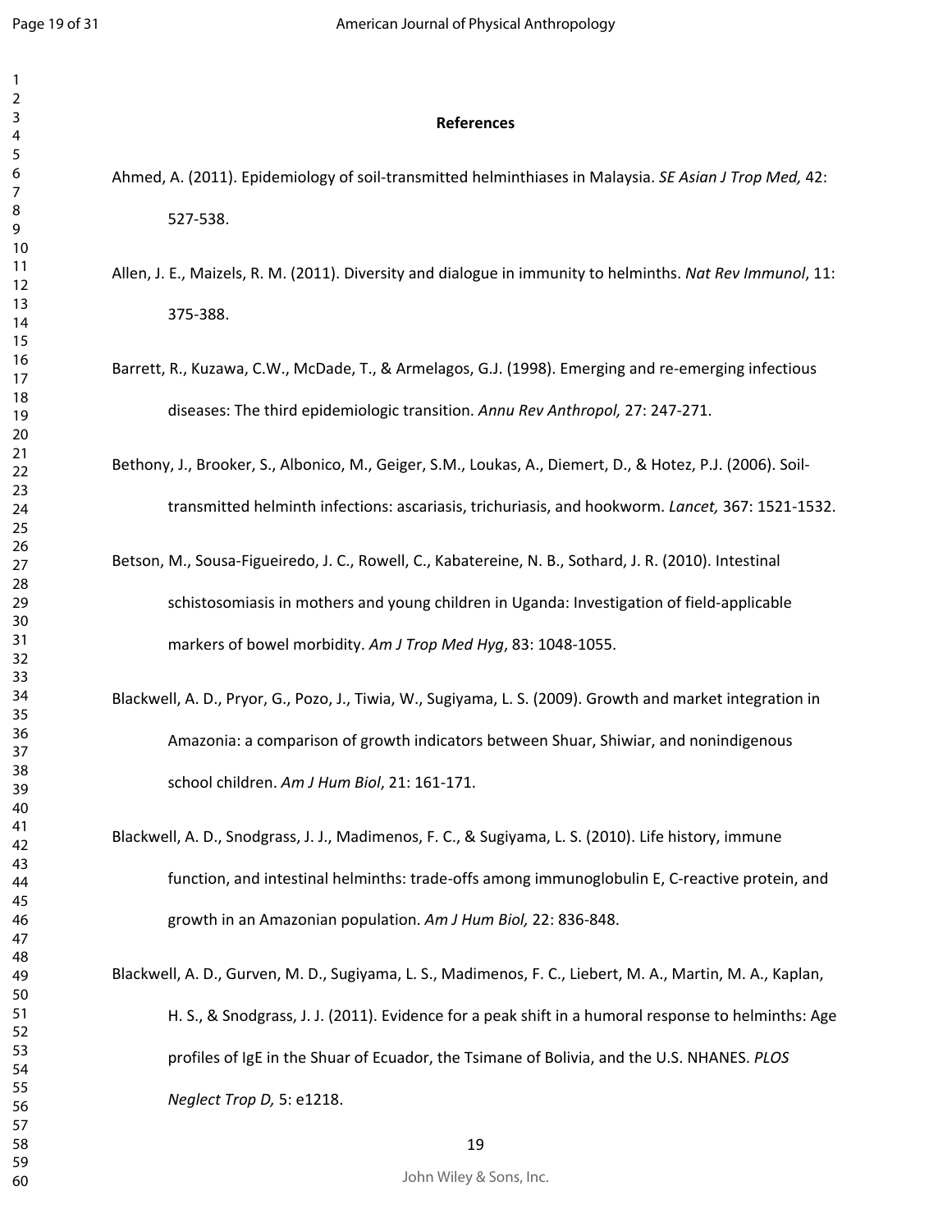## References

Ahmed, A. (2011). Epidemiology of soil-transmitted helminthiases in Malaysia. *SE Asian J Trop Med,* 42: 527-538.

Allen, J. E., Maizels, R. M. (2011). Diversity and dialogue in immunity to helminths. *Nat Rev Immunol*, 11: 375-388.

Barrett, R., Kuzawa, C.W., McDade, T., & Armelagos, G.J. (1998). Emerging and re-emerging infectious diseases: The third epidemiologic transition. *Annu Rev Anthropol,* 27: 247-271.

Bethony, J., Brooker, S., Albonico, M., Geiger, S.M., Loukas, A., Diemert, D., & Hotez, P.J. (2006). Soil-transmitted helminth infections: ascariasis, trichuriasis, and hookworm. *Lancet,* 367: 1521-1532.

Betson, M., Sousa-Figueiredo, J. C., Rowell, C., Kabatereine, N. B., Sothard, J. R. (2010). Intestinal schistosomiasis in mothers and young children in Uganda: Investigation of field-applicable markers of bowel morbidity. *Am J Trop Med Hyg*, 83: 1048-1055.

Blackwell, A. D., Pryor, G., Pozo, J., Tiwia, W., Sugiyama, L. S. (2009). Growth and market integration in Amazonia: a comparison of growth indicators between Shuar, Shiwiar, and nonindigenous school children. *Am J Hum Biol*, 21: 161-171.

Blackwell, A. D., Snodgrass, J. J., Madimenos, F. C., & Sugiyama, L. S. (2010). Life history, immune function, and intestinal helminths: trade-offs among immunoglobulin E, C-reactive protein, and growth in an Amazonian population. *Am J Hum Biol,* 22: 836-848.

Blackwell, A. D., Gurven, M. D., Sugiyama, L. S., Madimenos, F. C., Liebert, M. A., Martin, M. A., Kaplan, H. S., & Snodgrass, J. J. (2011). Evidence for a peak shift in a humoral response to helminths: Age profiles of IgE in the Shuar of Ecuador, the Tsimane of Bolivia, and the U.S. NHANES. *PLOS Neglect Trop D,* 5: e1218.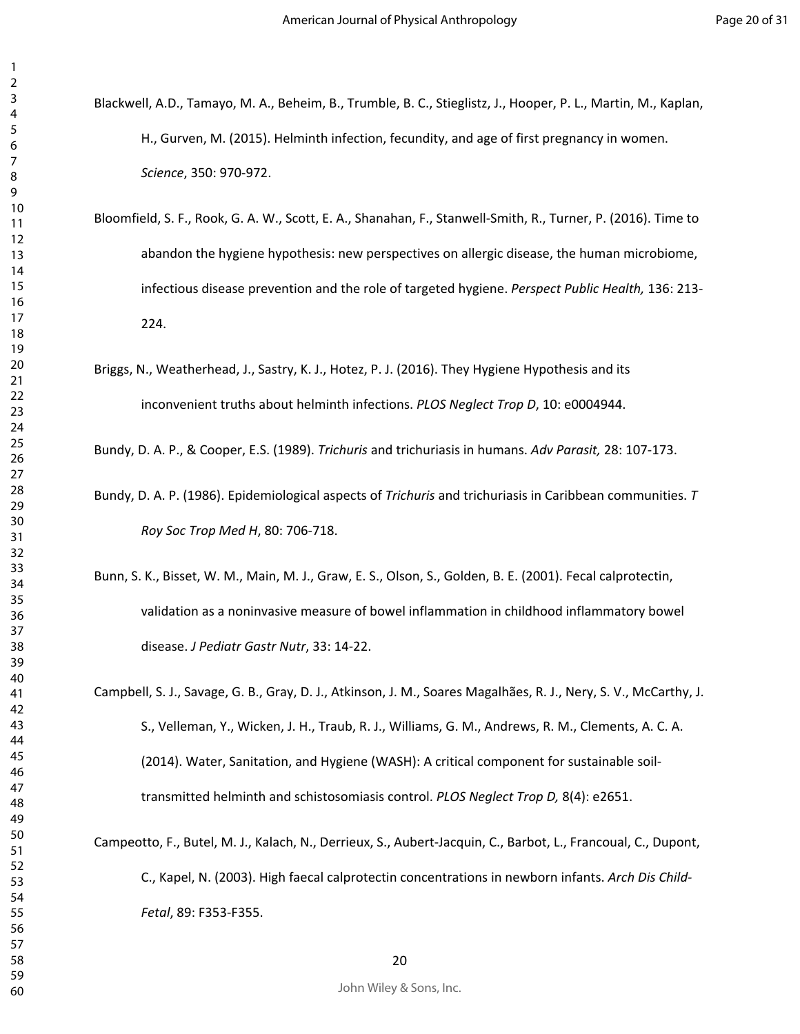Blackwell, A.D., Tamayo, M. A., Beheim, B., Trumble, B. C., Stieglistz, J., Hooper, P. L., Martin, M., Kaplan, H., Gurven, M. (2015). Helminth infection, fecundity, and age of first pregnancy in women. *Science*, 350: 970-972.

Bloomfield, S. F., Rook, G. A. W., Scott, E. A., Shanahan, F., Stanwell-Smith, R., Turner, P. (2016). Time to abandon the hygiene hypothesis: new perspectives on allergic disease, the human microbiome, infectious disease prevention and the role of targeted hygiene. *Perspect Public Health,* 136: 213-224.

Briggs, N., Weatherhead, J., Sastry, K. J., Hotez, P. J. (2016). They Hygiene Hypothesis and its inconvenient truths about helminth infections. *PLOS Neglect Trop D*, 10: e0004944.

Bundy, D. A. P., & Cooper, E.S. (1989). *Trichuris* and trichuriasis in humans. *Adv Parasit,* 28: 107-173.

Bundy, D. A. P. (1986). Epidemiological aspects of *Trichuris* and trichuriasis in Caribbean communities. *T Roy Soc Trop Med H*, 80: 706-718.

Bunn, S. K., Bisset, W. M., Main, M. J., Graw, E. S., Olson, S., Golden, B. E. (2001). Fecal calprotectin, validation as a noninvasive measure of bowel inflammation in childhood inflammatory bowel disease. *J Pediatr Gastr Nutr*, 33: 14-22.

Campbell, S. J., Savage, G. B., Gray, D. J., Atkinson, J. M., Soares Magalhães, R. J., Nery, S. V., McCarthy, J. S., Velleman, Y., Wicken, J. H., Traub, R. J., Williams, G. M., Andrews, R. M., Clements, A. C. A. (2014). Water, Sanitation, and Hygiene (WASH): A critical component for sustainable soil-transmitted helminth and schistosomiasis control. *PLOS Neglect Trop D,* 8(4): e2651.

Campeotto, F., Butel, M. J., Kalach, N., Derrieux, S., Aubert-Jacquin, C., Barbot, L., Francoual, C., Dupont, C., Kapel, N. (2003). High faecal calprotectin concentrations in newborn infants. *Arch Dis Child-Fetal*, 89: F353-F355.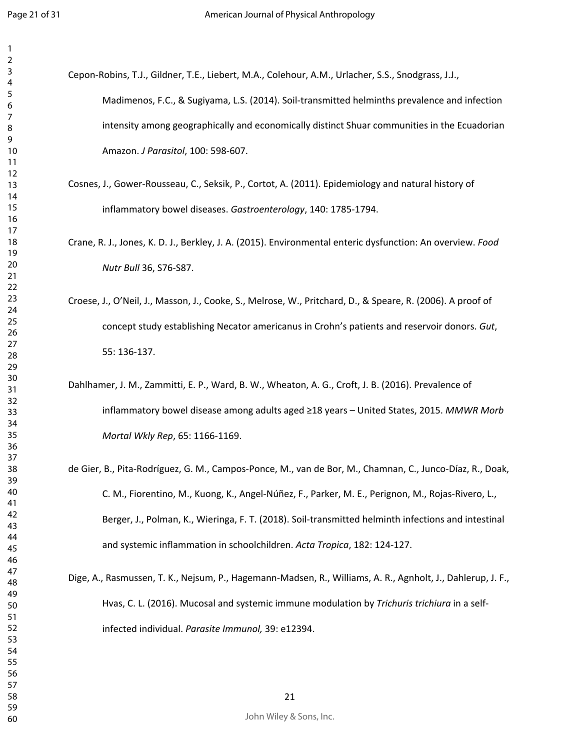Cepon-Robins, T.J., Gildner, T.E., Liebert, M.A., Colehour, A.M., Urlacher, S.S., Snodgrass, J.J., Madimenos, F.C., & Sugiyama, L.S. (2014). Soil-transmitted helminths prevalence and infection intensity among geographically and economically distinct Shuar communities in the Ecuadorian Amazon. *J Parasitol*, 100: 598-607.

Cosnes, J., Gower-Rousseau, C., Seksik, P., Cortot, A. (2011). Epidemiology and natural history of inflammatory bowel diseases. *Gastroenterology*, 140: 1785-1794.

Crane, R. J., Jones, K. D. J., Berkley, J. A. (2015). Environmental enteric dysfunction: An overview. *Food Nutr Bull* 36, S76-S87.

Croese, J., O'Neil, J., Masson, J., Cooke, S., Melrose, W., Pritchard, D., & Speare, R. (2006). A proof of concept study establishing Necator americanus in Crohn's patients and reservoir donors. *Gut*, 55: 136-137.

Dahlhamer, J. M., Zammitti, E. P., Ward, B. W., Wheaton, A. G., Croft, J. B. (2016). Prevalence of inflammatory bowel disease among adults aged ≥18 years – United States, 2015. *MMWR Morb Mortal Wkly Rep*, 65: 1166-1169.

de Gier, B., Pita-Rodríguez, G. M., Campos-Ponce, M., van de Bor, M., Chamnan, C., Junco-Díaz, R., Doak, C. M., Fiorentino, M., Kuong, K., Angel-Núñez, F., Parker, M. E., Perignon, M., Rojas-Rivero, L., Berger, J., Polman, K., Wieringa, F. T. (2018). Soil-transmitted helminth infections and intestinal and systemic inflammation in schoolchildren. *Acta Tropica*, 182: 124-127.

Dige, A., Rasmussen, T. K., Nejsum, P., Hagemann-Madsen, R., Williams, A. R., Agnholt, J., Dahlerup, J. F., Hvas, C. L. (2016). Mucosal and systemic immune modulation by *Trichuris trichiura* in a self-infected individual. *Parasite Immunol,* 39: e12394.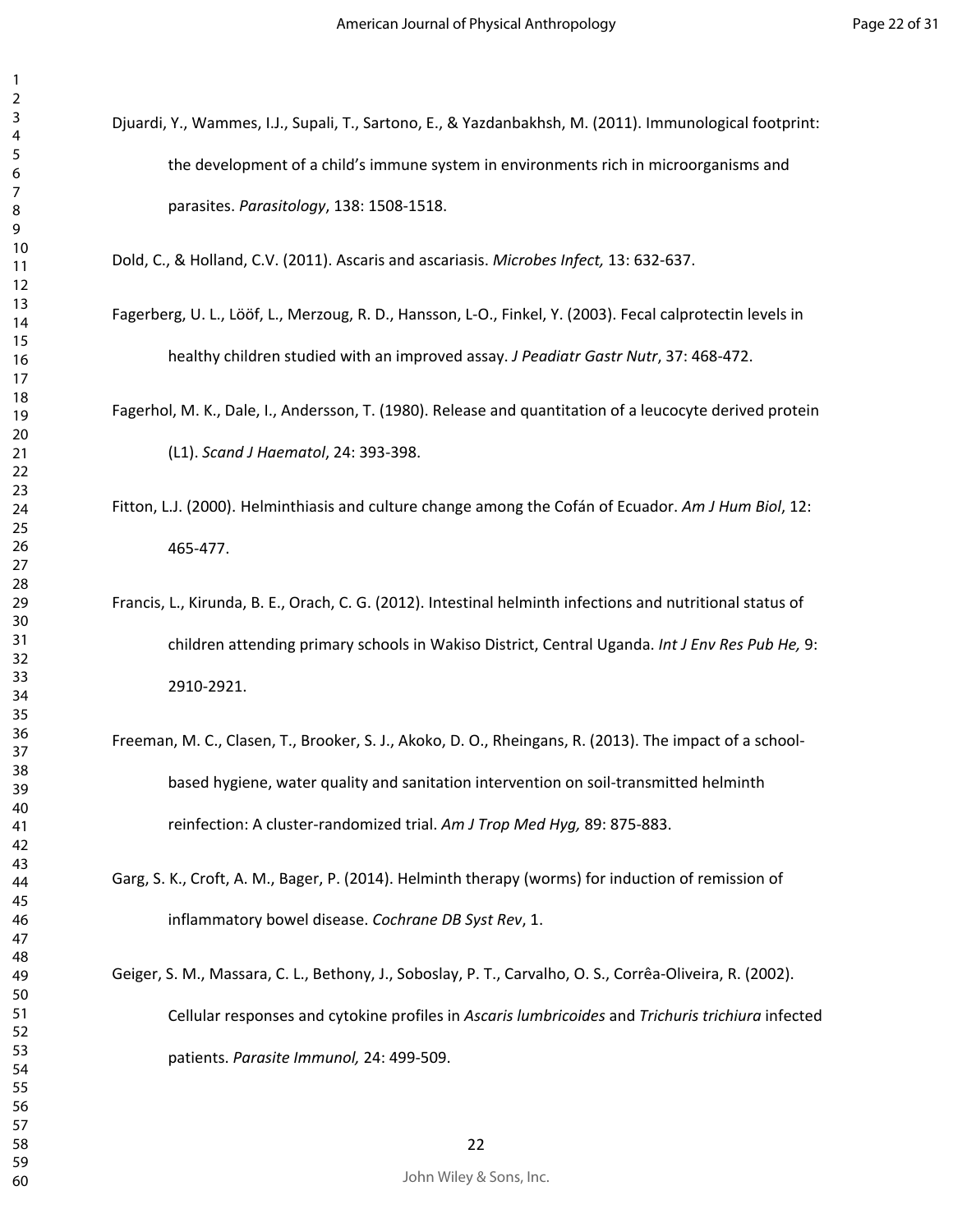Djuardi, Y., Wammes, I.J., Supali, T., Sartono, E., & Yazdanbakhsh, M. (2011). Immunological footprint: the development of a child's immune system in environments rich in microorganisms and parasites. *Parasitology*, 138: 1508-1518.

Dold, C., & Holland, C.V. (2011). Ascaris and ascariasis. *Microbes Infect,* 13: 632-637.

Fagerberg, U. L., Lööf, L., Merzoug, R. D., Hansson, L-O., Finkel, Y. (2003). Fecal calprotectin levels in healthy children studied with an improved assay. *J Peadiatr Gastr Nutr*, 37: 468-472.

Fagerhol, M. K., Dale, I., Andersson, T. (1980). Release and quantitation of a leucocyte derived protein (L1). *Scand J Haematol*, 24: 393-398.

Fitton, L.J. (2000). Helminthiasis and culture change among the Cofán of Ecuador. *Am J Hum Biol*, 12: 465-477.

Francis, L., Kirunda, B. E., Orach, C. G. (2012). Intestinal helminth infections and nutritional status of children attending primary schools in Wakiso District, Central Uganda. *Int J Env Res Pub He,* 9: 2910-2921.

Freeman, M. C., Clasen, T., Brooker, S. J., Akoko, D. O., Rheingans, R. (2013). The impact of a school-based hygiene, water quality and sanitation intervention on soil-transmitted helminth reinfection: A cluster-randomized trial. *Am J Trop Med Hyg,* 89: 875-883.

Garg, S. K., Croft, A. M., Bager, P. (2014). Helminth therapy (worms) for induction of remission of inflammatory bowel disease. *Cochrane DB Syst Rev*, 1.

Geiger, S. M., Massara, C. L., Bethony, J., Soboslay, P. T., Carvalho, O. S., Corrêa-Oliveira, R. (2002). Cellular responses and cytokine profiles in *Ascaris lumbricoides* and *Trichuris trichiura* infected patients. *Parasite Immunol,* 24: 499-509.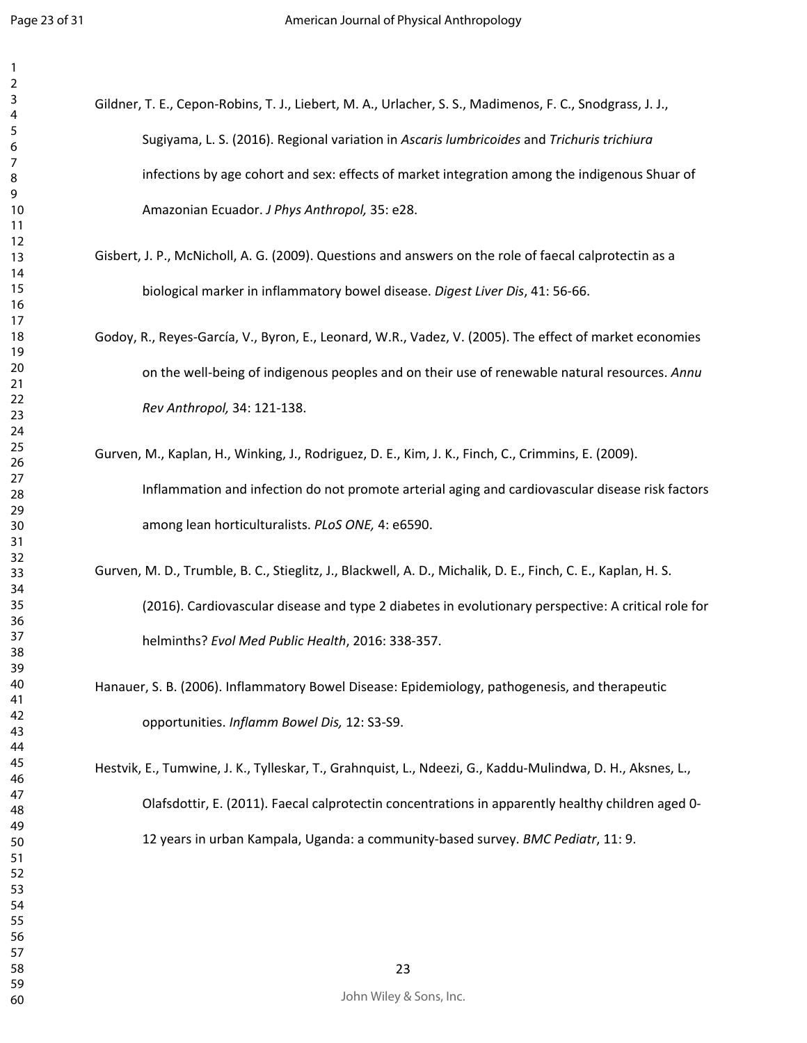Gildner, T. E., Cepon-Robins, T. J., Liebert, M. A., Urlacher, S. S., Madimenos, F. C., Snodgrass, J. J., Sugiyama, L. S. (2016). Regional variation in *Ascaris lumbricoides* and *Trichuris trichiura* infections by age cohort and sex: effects of market integration among the indigenous Shuar of Amazonian Ecuador. *J Phys Anthropol,* 35: e28.

Gisbert, J. P., McNicholl, A. G. (2009). Questions and answers on the role of faecal calprotectin as a biological marker in inflammatory bowel disease. *Digest Liver Dis*, 41: 56-66.

Godoy, R., Reyes-García, V., Byron, E., Leonard, W.R., Vadez, V. (2005). The effect of market economies on the well-being of indigenous peoples and on their use of renewable natural resources. *Annu Rev Anthropol,* 34: 121-138.

Gurven, M., Kaplan, H., Winking, J., Rodriguez, D. E., Kim, J. K., Finch, C., Crimmins, E. (2009). Inflammation and infection do not promote arterial aging and cardiovascular disease risk factors among lean horticulturalists. *PLoS ONE,* 4: e6590.

Gurven, M. D., Trumble, B. C., Stieglitz, J., Blackwell, A. D., Michalik, D. E., Finch, C. E., Kaplan, H. S. (2016). Cardiovascular disease and type 2 diabetes in evolutionary perspective: A critical role for helminths? *Evol Med Public Health*, 2016: 338-357.

Hanauer, S. B. (2006). Inflammatory Bowel Disease: Epidemiology, pathogenesis, and therapeutic opportunities. *Inflamm Bowel Dis,* 12: S3-S9.

Hestvik, E., Tumwine, J. K., Tylleskar, T., Grahnquist, L., Ndeezi, G., Kaddu-Mulindwa, D. H., Aksnes, L., Olafsdottir, E. (2011). Faecal calprotectin concentrations in apparently healthy children aged 0-12 years in urban Kampala, Uganda: a community-based survey. *BMC Pediatr*, 11: 9.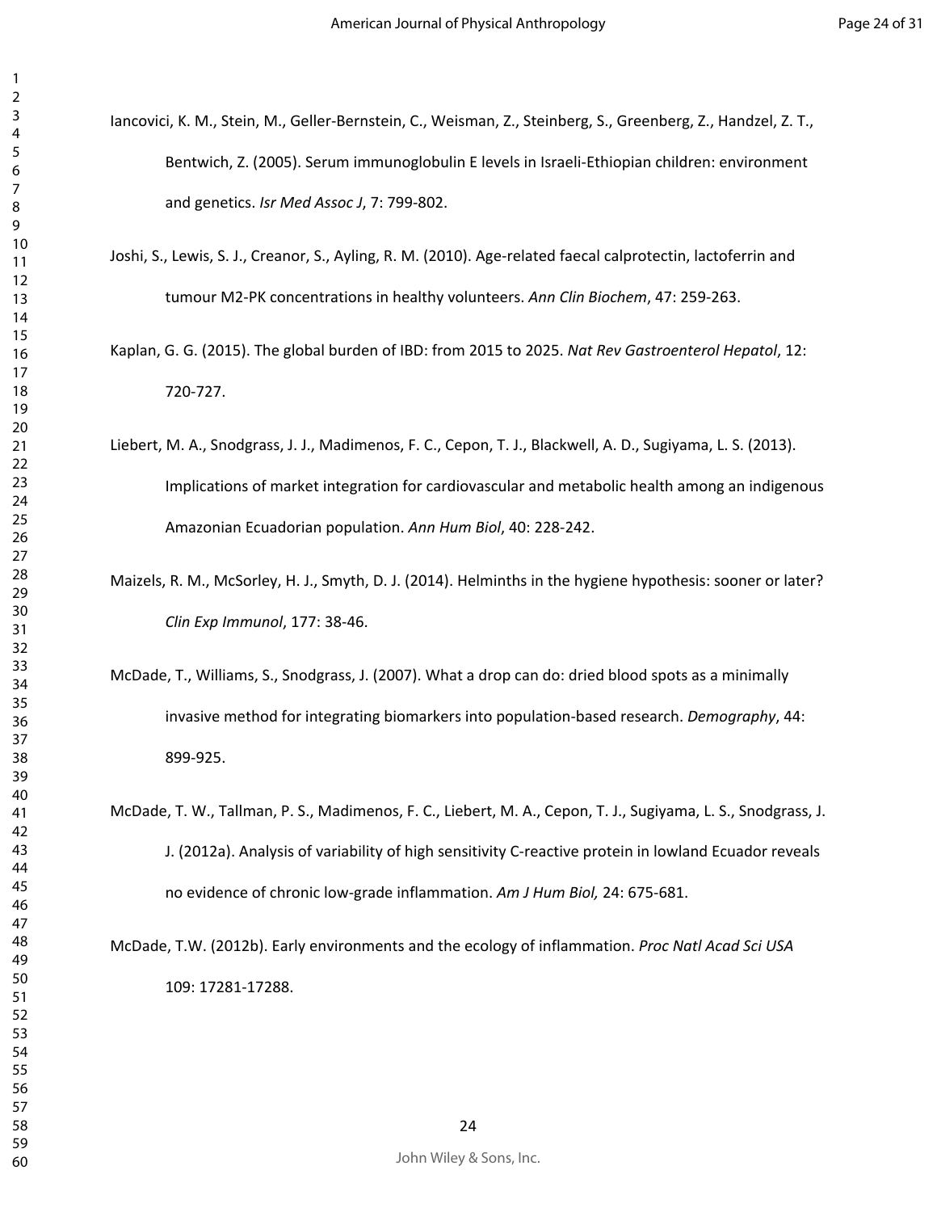Iancovici, K. M., Stein, M., Geller-Bernstein, C., Weisman, Z., Steinberg, S., Greenberg, Z., Handzel, Z. T., Bentwich, Z. (2005). Serum immunoglobulin E levels in Israeli-Ethiopian children: environment and genetics. *Isr Med Assoc J*, 7: 799-802.

Joshi, S., Lewis, S. J., Creanor, S., Ayling, R. M. (2010). Age-related faecal calprotectin, lactoferrin and tumour M2-PK concentrations in healthy volunteers. *Ann Clin Biochem*, 47: 259-263.

Kaplan, G. G. (2015). The global burden of IBD: from 2015 to 2025. *Nat Rev Gastroenterol Hepatol*, 12: 720-727.

Liebert, M. A., Snodgrass, J. J., Madimenos, F. C., Cepon, T. J., Blackwell, A. D., Sugiyama, L. S. (2013). Implications of market integration for cardiovascular and metabolic health among an indigenous Amazonian Ecuadorian population. *Ann Hum Biol*, 40: 228-242.

Maizels, R. M., McSorley, H. J., Smyth, D. J. (2014). Helminths in the hygiene hypothesis: sooner or later? *Clin Exp Immunol*, 177: 38-46.

McDade, T., Williams, S., Snodgrass, J. (2007). What a drop can do: dried blood spots as a minimally invasive method for integrating biomarkers into population-based research. *Demography*, 44: 899-925.

McDade, T. W., Tallman, P. S., Madimenos, F. C., Liebert, M. A., Cepon, T. J., Sugiyama, L. S., Snodgrass, J. J. (2012a). Analysis of variability of high sensitivity C-reactive protein in lowland Ecuador reveals no evidence of chronic low-grade inflammation. *Am J Hum Biol,* 24: 675-681.

McDade, T.W. (2012b). Early environments and the ecology of inflammation. *Proc Natl Acad Sci USA* 109: 17281-17288.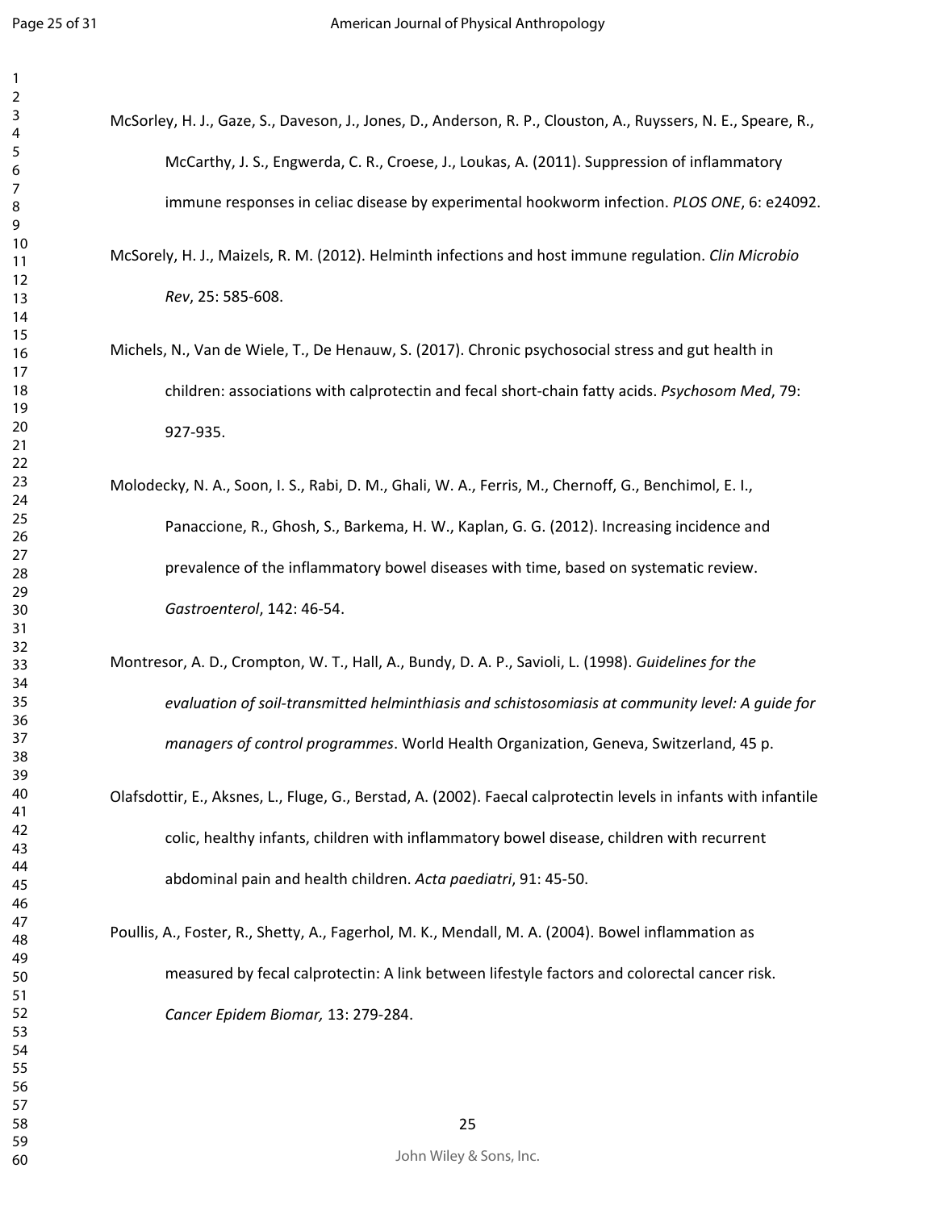McSorley, H. J., Gaze, S., Daveson, J., Jones, D., Anderson, R. P., Clouston, A., Ruyssers, N. E., Speare, R., McCarthy, J. S., Engwerda, C. R., Croese, J., Loukas, A. (2011). Suppression of inflammatory immune responses in celiac disease by experimental hookworm infection. *PLOS ONE*, 6: e24092.

McSorely, H. J., Maizels, R. M. (2012). Helminth infections and host immune regulation. *Clin Microbio Rev*, 25: 585-608.

Michels, N., Van de Wiele, T., De Henauw, S. (2017). Chronic psychosocial stress and gut health in children: associations with calprotectin and fecal short-chain fatty acids. *Psychosom Med*, 79: 927-935.

Molodecky, N. A., Soon, I. S., Rabi, D. M., Ghali, W. A., Ferris, M., Chernoff, G., Benchimol, E. I., Panaccione, R., Ghosh, S., Barkema, H. W., Kaplan, G. G. (2012). Increasing incidence and prevalence of the inflammatory bowel diseases with time, based on systematic review. *Gastroenterol*, 142: 46-54.

Montresor, A. D., Crompton, W. T., Hall, A., Bundy, D. A. P., Savioli, L. (1998). *Guidelines for the evaluation of soil-transmitted helminthiasis and schistosomiasis at community level: A guide for managers of control programmes*. World Health Organization, Geneva, Switzerland, 45 p.

Olafsdottir, E., Aksnes, L., Fluge, G., Berstad, A. (2002). Faecal calprotectin levels in infants with infantile colic, healthy infants, children with inflammatory bowel disease, children with recurrent abdominal pain and health children. *Acta paediatri*, 91: 45-50.

Poullis, A., Foster, R., Shetty, A., Fagerhol, M. K., Mendall, M. A. (2004). Bowel inflammation as measured by fecal calprotectin: A link between lifestyle factors and colorectal cancer risk. *Cancer Epidem Biomar,* 13: 279-284.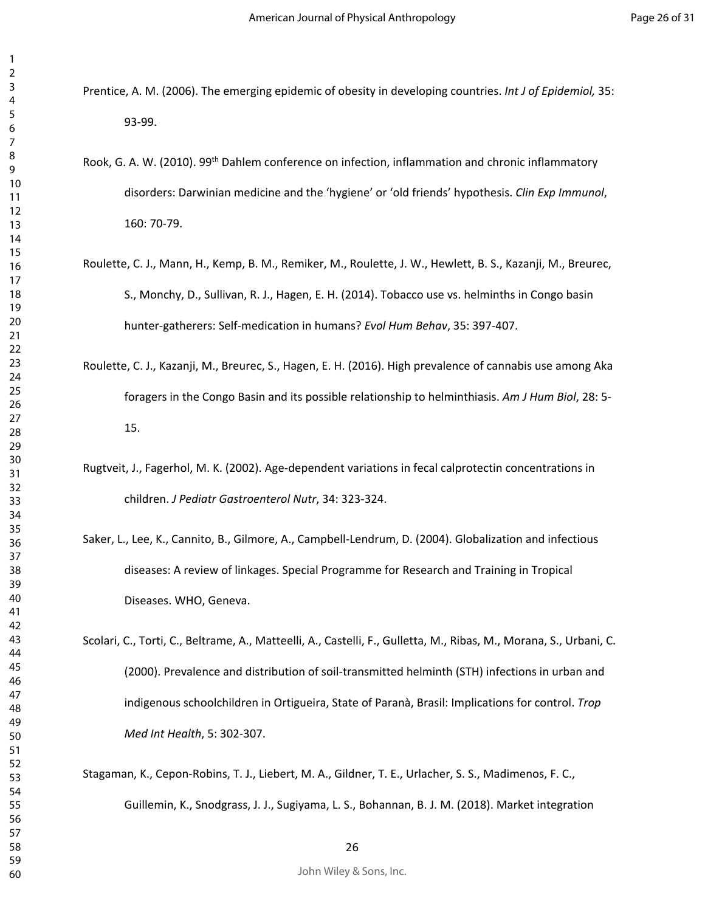Prentice, A. M. (2006). The emerging epidemic of obesity in developing countries. *Int J of Epidemiol,* 35: 93-99.

Rook, G. A. W. (2010). 99th Dahlem conference on infection, inflammation and chronic inflammatory disorders: Darwinian medicine and the 'hygiene' or 'old friends' hypothesis. *Clin Exp Immunol*, 160: 70-79.

Roulette, C. J., Mann, H., Kemp, B. M., Remiker, M., Roulette, J. W., Hewlett, B. S., Kazanji, M., Breurec, S., Monchy, D., Sullivan, R. J., Hagen, E. H. (2014). Tobacco use vs. helminths in Congo basin hunter-gatherers: Self-medication in humans? *Evol Hum Behav*, 35: 397-407.

Roulette, C. J., Kazanji, M., Breurec, S., Hagen, E. H. (2016). High prevalence of cannabis use among Aka foragers in the Congo Basin and its possible relationship to helminthiasis. *Am J Hum Biol*, 28: 5-15.

Rugtveit, J., Fagerhol, M. K. (2002). Age-dependent variations in fecal calprotectin concentrations in children. *J Pediatr Gastroenterol Nutr*, 34: 323-324.

Saker, L., Lee, K., Cannito, B., Gilmore, A., Campbell-Lendrum, D. (2004). Globalization and infectious diseases: A review of linkages. Special Programme for Research and Training in Tropical Diseases. WHO, Geneva.

Scolari, C., Torti, C., Beltrame, A., Matteelli, A., Castelli, F., Gulletta, M., Ribas, M., Morana, S., Urbani, C. (2000). Prevalence and distribution of soil-transmitted helminth (STH) infections in urban and indigenous schoolchildren in Ortigueira, State of Paranà, Brasil: Implications for control. *Trop Med Int Health*, 5: 302-307.

Stagaman, K., Cepon-Robins, T. J., Liebert, M. A., Gildner, T. E., Urlacher, S. S., Madimenos, F. C., Guillemin, K., Snodgrass, J. J., Sugiyama, L. S., Bohannan, B. J. M. (2018). Market integration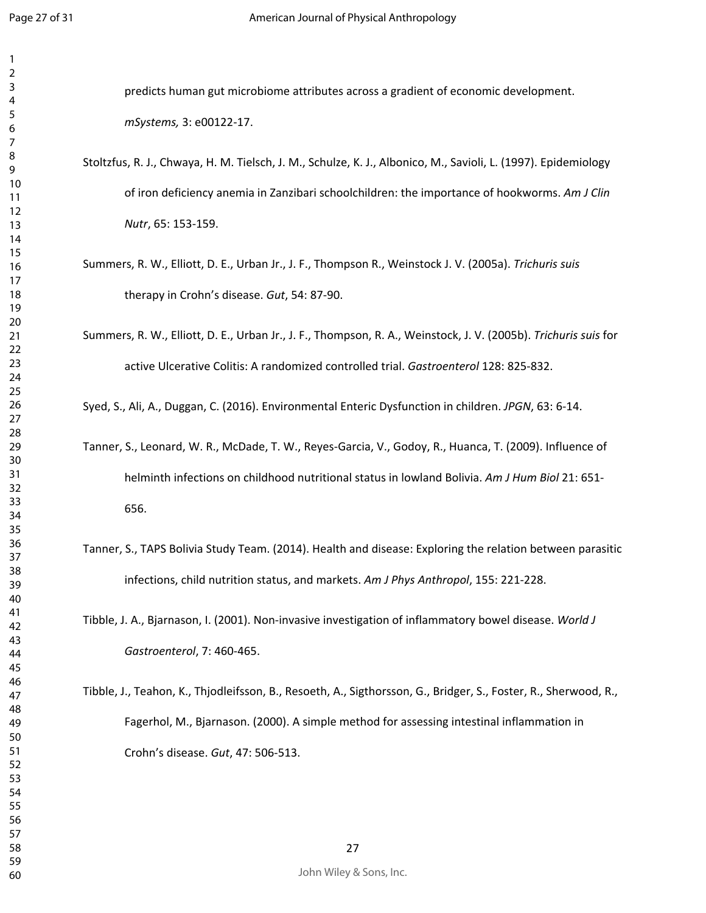predicts human gut microbiome attributes across a gradient of economic development. *mSystems,* 3: e00122-17.

Stoltzfus, R. J., Chwaya, H. M. Tielsch, J. M., Schulze, K. J., Albonico, M., Savioli, L. (1997). Epidemiology of iron deficiency anemia in Zanzibari schoolchildren: the importance of hookworms. *Am J Clin Nutr*, 65: 153-159.

Summers, R. W., Elliott, D. E., Urban Jr., J. F., Thompson R., Weinstock J. V. (2005a). *Trichuris suis* therapy in Crohn's disease. *Gut*, 54: 87-90.

Summers, R. W., Elliott, D. E., Urban Jr., J. F., Thompson, R. A., Weinstock, J. V. (2005b). *Trichuris suis* for active Ulcerative Colitis: A randomized controlled trial. *Gastroenterol* 128: 825-832.

Syed, S., Ali, A., Duggan, C. (2016). Environmental Enteric Dysfunction in children. *JPGN*, 63: 6-14.

Tanner, S., Leonard, W. R., McDade, T. W., Reyes-Garcia, V., Godoy, R., Huanca, T. (2009). Influence of helminth infections on childhood nutritional status in lowland Bolivia. *Am J Hum Biol* 21: 651-656.

Tanner, S., TAPS Bolivia Study Team. (2014). Health and disease: Exploring the relation between parasitic infections, child nutrition status, and markets. *Am J Phys Anthropol*, 155: 221-228.

Tibble, J. A., Bjarnason, I. (2001). Non-invasive investigation of inflammatory bowel disease. *World J Gastroenterol*, 7: 460-465.

Tibble, J., Teahon, K., Thjodleifsson, B., Resoeth, A., Sigthorsson, G., Bridger, S., Foster, R., Sherwood, R., Fagerhol, M., Bjarnason. (2000). A simple method for assessing intestinal inflammation in Crohn's disease. *Gut*, 47: 506-513.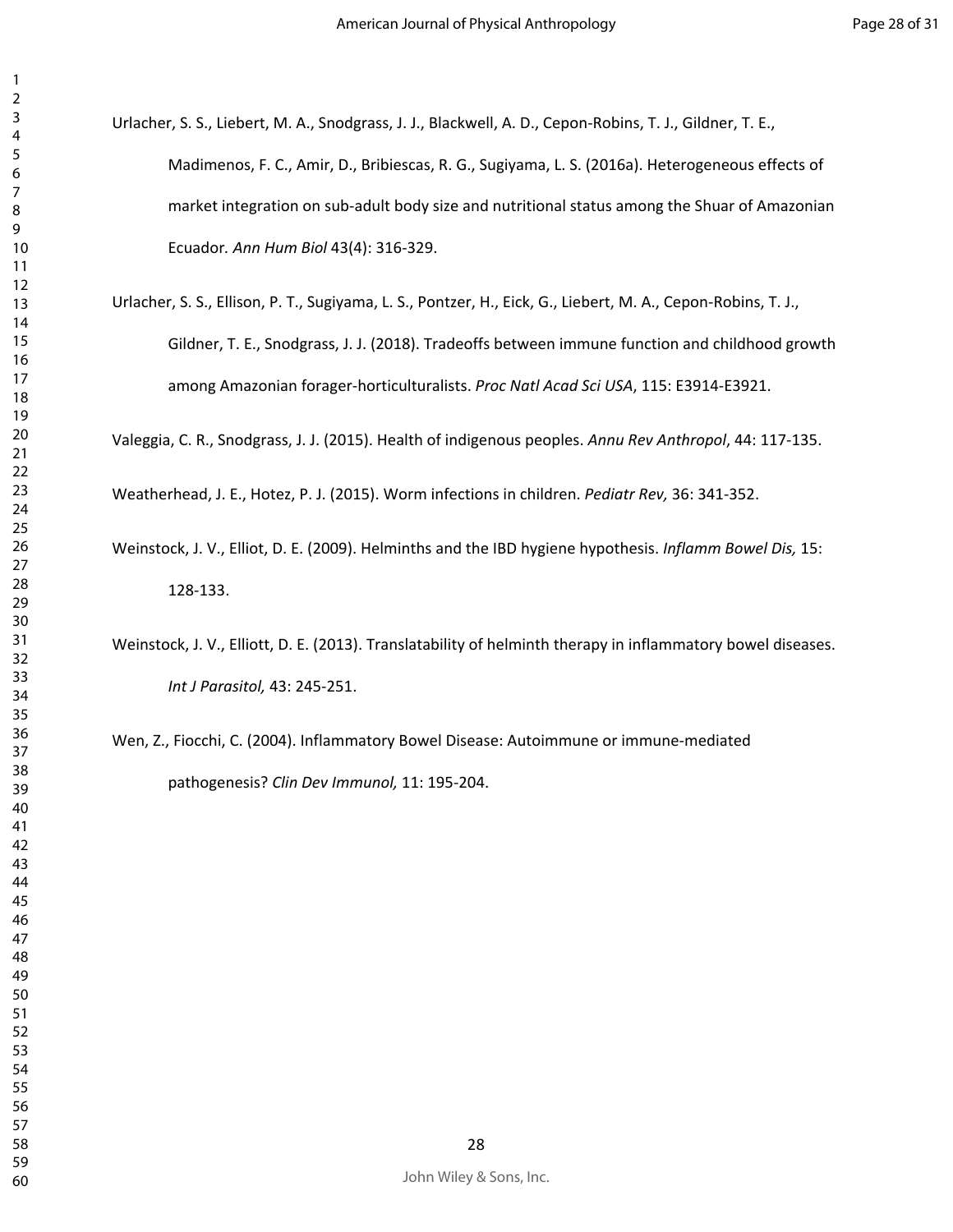Urlacher, S. S., Liebert, M. A., Snodgrass, J. J., Blackwell, A. D., Cepon-Robins, T. J., Gildner, T. E., Madimenos, F. C., Amir, D., Bribiescas, R. G., Sugiyama, L. S. (2016a). Heterogeneous effects of market integration on sub-adult body size and nutritional status among the Shuar of Amazonian Ecuador. *Ann Hum Biol* 43(4): 316-329.

Urlacher, S. S., Ellison, P. T., Sugiyama, L. S., Pontzer, H., Eick, G., Liebert, M. A., Cepon-Robins, T. J., Gildner, T. E., Snodgrass, J. J. (2018). Tradeoffs between immune function and childhood growth among Amazonian forager-horticulturalists. *Proc Natl Acad Sci USA*, 115: E3914-E3921.

Valeggia, C. R., Snodgrass, J. J. (2015). Health of indigenous peoples. *Annu Rev Anthropol*, 44: 117-135.

Weatherhead, J. E., Hotez, P. J. (2015). Worm infections in children. *Pediatr Rev,* 36: 341-352.

Weinstock, J. V., Elliot, D. E. (2009). Helminths and the IBD hygiene hypothesis. *Inflamm Bowel Dis,* 15: 128-133.

Weinstock, J. V., Elliott, D. E. (2013). Translatability of helminth therapy in inflammatory bowel diseases. *Int J Parasitol,* 43: 245-251.

Wen, Z., Fiocchi, C. (2004). Inflammatory Bowel Disease: Autoimmune or immune-mediated pathogenesis? *Clin Dev Immunol,* 11: 195-204.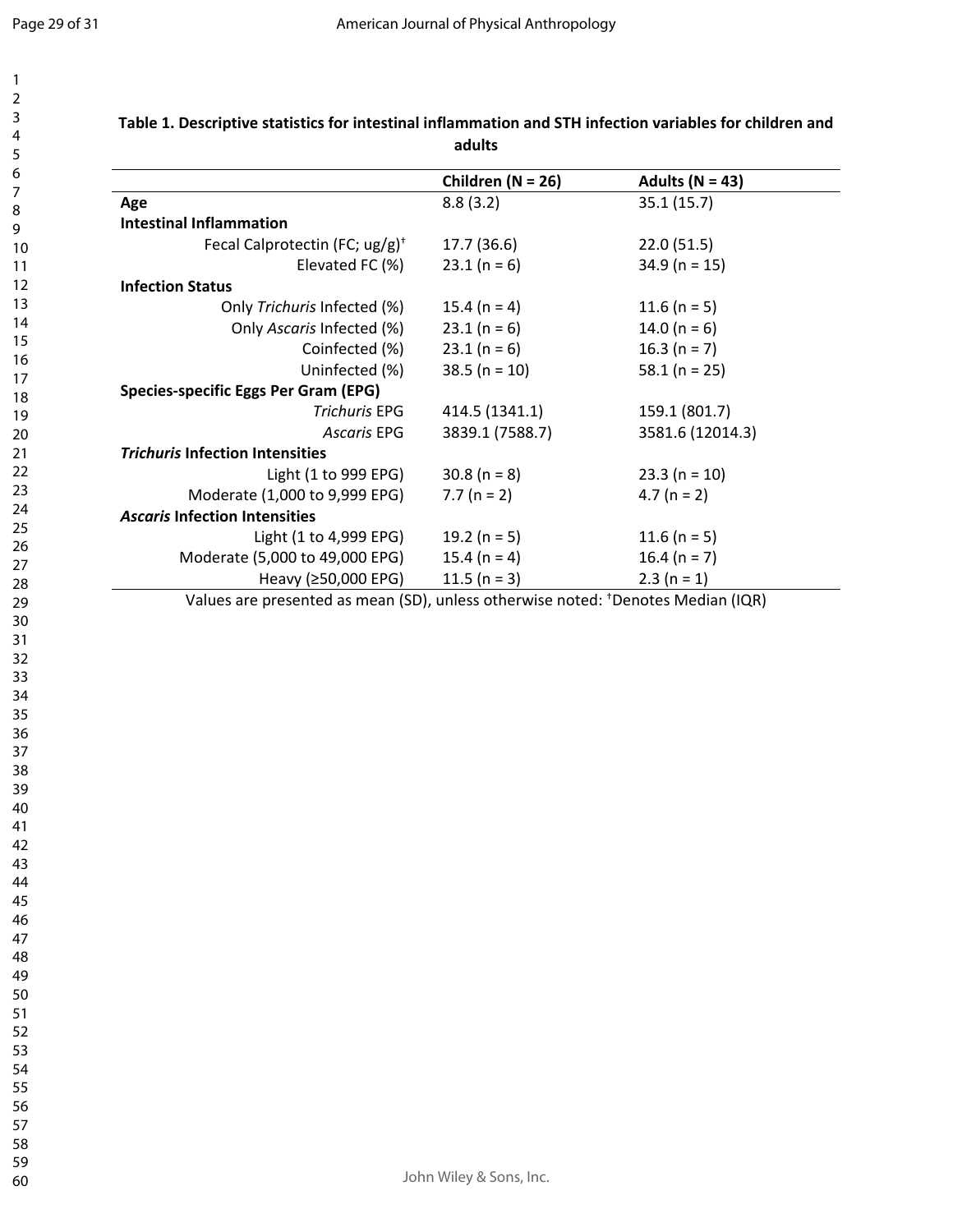**Table 1. Descriptive statistics for intestinal inflammation and STH infection variables for children and adults**

| | Children (N = 26) | Adults (N = 43) |
|---|---|---|
| **Age** | 8.8 (3.2) | 35.1 (15.7) |
| **Intestinal Inflammation** | | |
| Fecal Calprotectin (FC; ug/g)† | 17.7 (36.6) | 22.0 (51.5) |
| Elevated FC (%) | 23.1 (n = 6) | 34.9 (n = 15) |
| **Infection Status** | | |
| Only *Trichuris* Infected (%) | 15.4 (n = 4) | 11.6 (n = 5) |
| Only *Ascaris* Infected (%) | 23.1 (n = 6) | 14.0 (n = 6) |
| Coinfected (%) | 23.1 (n = 6) | 16.3 (n = 7) |
| Uninfected (%) | 38.5 (n = 10) | 58.1 (n = 25) |
| **Species-specific Eggs Per Gram (EPG)** | | |
| *Trichuris* EPG | 414.5 (1341.1) | 159.1 (801.7) |
| *Ascaris* EPG | 3839.1 (7588.7) | 3581.6 (12014.3) |
| ***Trichuris* Infection Intensities** | | |
| Light (1 to 999 EPG) | 30.8 (n = 8) | 23.3 (n = 10) |
| Moderate (1,000 to 9,999 EPG) | 7.7 (n = 2) | 4.7 (n = 2) |
| ***Ascaris* Infection Intensities** | | |
| Light (1 to 4,999 EPG) | 19.2 (n = 5) | 11.6 (n = 5) |
| Moderate (5,000 to 49,000 EPG) | 15.4 (n = 4) | 16.4 (n = 7) |
| Heavy (≥50,000 EPG) | 11.5 (n = 3) | 2.3 (n = 1) |

Values are presented as mean (SD), unless otherwise noted: †Denotes Median (IQR)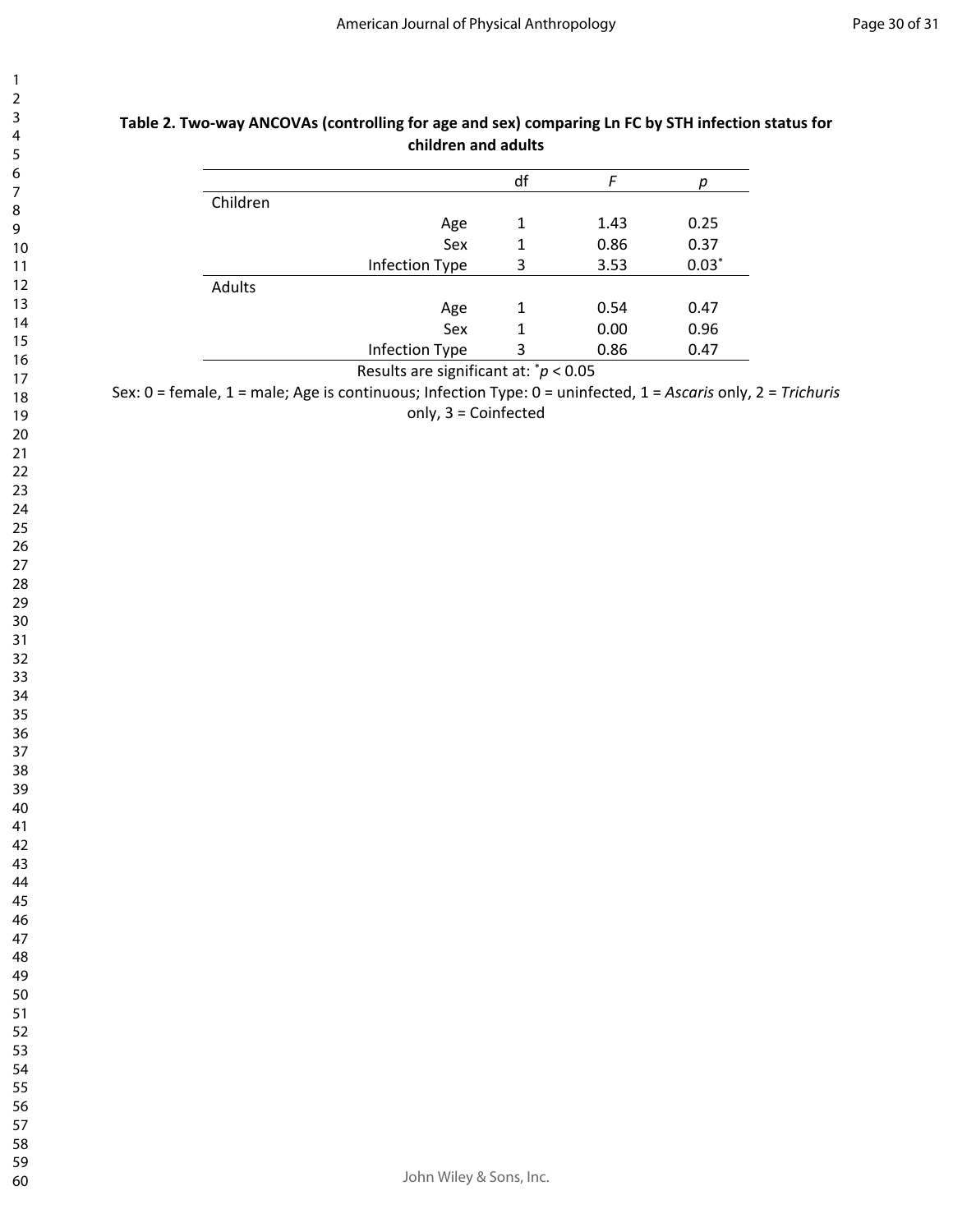**Table 2. Two-way ANCOVAs (controlling for age and sex) comparing Ln FC by STH infection status for children and adults**

| | | df | *F* | *p* |
|---|---|---|---|---|
| Children | | | | |
| | Age | 1 | 1.43 | 0.25 |
| | Sex | 1 | 0.86 | 0.37 |
| | Infection Type | 3 | 3.53 | 0.03* |
| Adults | | | | |
| | Age | 1 | 0.54 | 0.47 |
| | Sex | 1 | 0.00 | 0.96 |
| | Infection Type | 3 | 0.86 | 0.47 |

Results are significant at: $^{*}p < 0.05$

Sex: 0 = female, 1 = male; Age is continuous; Infection Type: 0 = uninfected, 1 = *Ascaris* only, 2 = *Trichuris* only, 3 = Coinfected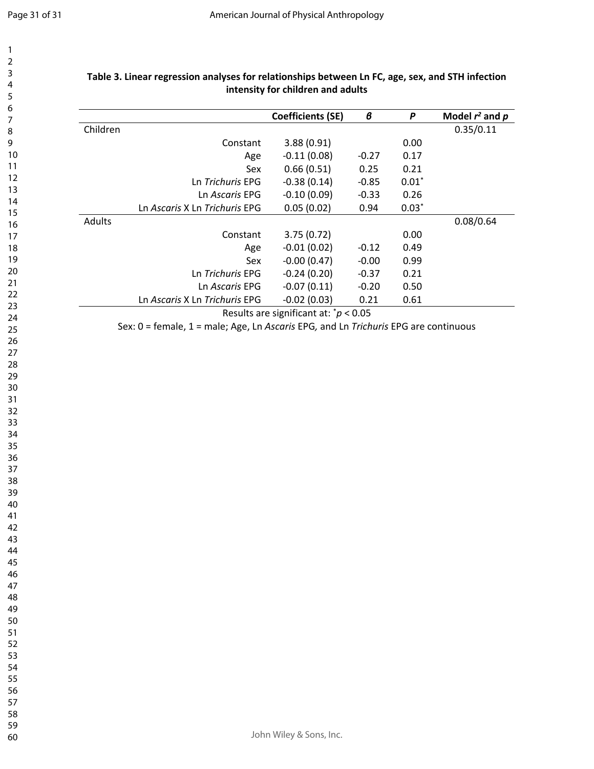**Table 3. Linear regression analyses for relationships between Ln FC, age, sex, and STH infection intensity for children and adults**

| | Coefficients (SE) | *β* | *P* | Model $r^2$ and *p* |
|---|---|---|---|---|
| Children | | | | 0.35/0.11 |
| Constant | 3.88 (0.91) | | 0.00 | |
| Age | -0.11 (0.08) | -0.27 | 0.17 | |
| Sex | 0.66 (0.51) | 0.25 | 0.21 | |
| Ln *Trichuris* EPG | -0.38 (0.14) | -0.85 | 0.01* | |
| Ln *Ascaris* EPG | -0.10 (0.09) | -0.33 | 0.26 | |
| Ln *Ascaris* X Ln *Trichuris* EPG | 0.05 (0.02) | 0.94 | 0.03* | |
| Adults | | | | 0.08/0.64 |
| Constant | 3.75 (0.72) | | 0.00 | |
| Age | -0.01 (0.02) | -0.12 | 0.49 | |
| Sex | -0.00 (0.47) | -0.00 | 0.99 | |
| Ln *Trichuris* EPG | -0.24 (0.20) | -0.37 | 0.21 | |
| Ln *Ascaris* EPG | -0.07 (0.11) | -0.20 | 0.50 | |
| Ln *Ascaris* X Ln *Trichuris* EPG | -0.02 (0.03) | 0.21 | 0.61 | |

Results are significant at: * $p < 0.05$

Sex: 0 = female, 1 = male; Age, Ln *Ascaris* EPG, and Ln *Trichuris* EPG are continuous